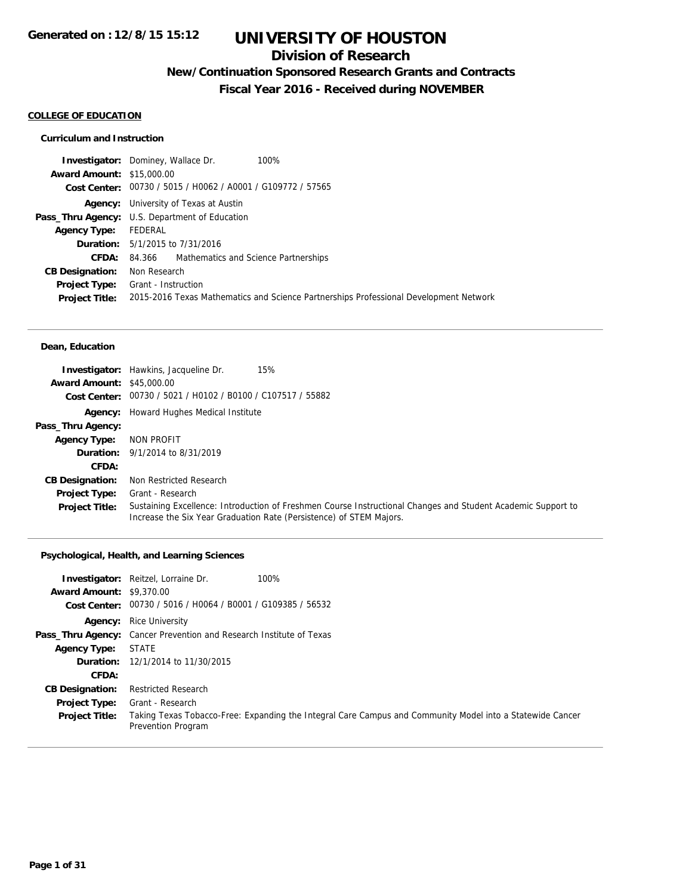Generated on : 12/8/15 15:12

# UNIVERSITY OF HOUSTON

## Division of Research

### New/Continuation Sponsored Research Grants and Contracts

### Fiscal Year 2016 - Received during NOVEMBER

**COLLEGE OF EDUCATION**

**Curriculum and Instruction**

**Investigator:** Dominey, Wallace Dr. 100%
**Award Amount:** $15,000.00
**Cost Center:** 00730 / 5015 / H0062 / A0001 / G109772 / 57565
**Agency:** University of Texas at Austin
**Pass_Thru Agency:** U.S. Department of Education
**Agency Type:** FEDERAL
**Duration:** 5/1/2015 to 7/31/2016
**CFDA:** 84.366 Mathematics and Science Partnerships
**CB Designation:** Non Research
**Project Type:** Grant - Instruction
**Project Title:** 2015-2016 Texas Mathematics and Science Partnerships Professional Development Network

---

**Dean, Education**

**Investigator:** Hawkins, Jacqueline Dr. 15%
**Award Amount:** $45,000.00
**Cost Center:** 00730 / 5021 / H0102 / B0100 / C107517 / 55882
**Agency:** Howard Hughes Medical Institute
**Pass_Thru Agency:**
**Agency Type:** NON PROFIT
**Duration:** 9/1/2014 to 8/31/2019
**CFDA:**
**CB Designation:** Non Restricted Research
**Project Type:** Grant - Research
**Project Title:** Sustaining Excellence: Introduction of Freshmen Course Instructional Changes and Student Academic Support to Increase the Six Year Graduation Rate (Persistence) of STEM Majors.

---

**Psychological, Health, and Learning Sciences**

**Investigator:** Reitzel, Lorraine Dr. 100%
**Award Amount:** $9,370.00
**Cost Center:** 00730 / 5016 / H0064 / B0001 / G109385 / 56532
**Agency:** Rice University
**Pass_Thru Agency:** Cancer Prevention and Research Institute of Texas
**Agency Type:** STATE
**Duration:** 12/1/2014 to 11/30/2015
**CFDA:**
**CB Designation:** Restricted Research
**Project Type:** Grant - Research
**Project Title:** Taking Texas Tobacco-Free: Expanding the Integral Care Campus and Community Model into a Statewide Cancer Prevention Program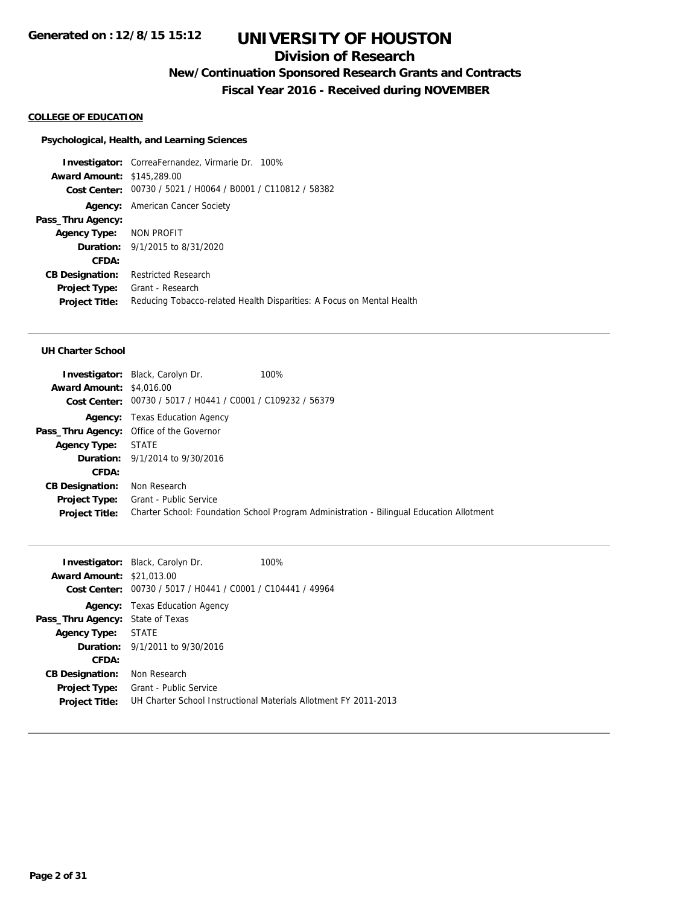# UNIVERSITY OF HOUSTON

## Division of Research

### New/Continuation Sponsored Research Grants and Contracts

### Fiscal Year 2016 - Received during NOVEMBER

**COLLEGE OF EDUCATION**

**Psychological, Health, and Learning Sciences**

| | |
|---|---|
| **Investigator:** | CorreaFernandez, Virmarie Dr. 100% |
| **Award Amount:** | $145,289.00 |
| **Cost Center:** | 00730 / 5021 / H0064 / B0001 / C110812 / 58382 |
| **Agency:** | American Cancer Society |
| **Pass_Thru Agency:** | |
| **Agency Type:** | NON PROFIT |
| **Duration:** | 9/1/2015 to 8/31/2020 |
| **CFDA:** | |
| **CB Designation:** | Restricted Research |
| **Project Type:** | Grant - Research |
| **Project Title:** | Reducing Tobacco-related Health Disparities: A Focus on Mental Health |

---

**UH Charter School**

| | |
|---|---|
| **Investigator:** | Black, Carolyn Dr. 100% |
| **Award Amount:** | $4,016.00 |
| **Cost Center:** | 00730 / 5017 / H0441 / C0001 / C109232 / 56379 |
| **Agency:** | Texas Education Agency |
| **Pass_Thru Agency:** | Office of the Governor |
| **Agency Type:** | STATE |
| **Duration:** | 9/1/2014 to 9/30/2016 |
| **CFDA:** | |
| **CB Designation:** | Non Research |
| **Project Type:** | Grant - Public Service |
| **Project Title:** | Charter School: Foundation School Program Administration - Bilingual Education Allotment |

---

| | |
|---|---|
| **Investigator:** | Black, Carolyn Dr. 100% |
| **Award Amount:** | $21,013.00 |
| **Cost Center:** | 00730 / 5017 / H0441 / C0001 / C104441 / 49964 |
| **Agency:** | Texas Education Agency |
| **Pass_Thru Agency:** | State of Texas |
| **Agency Type:** | STATE |
| **Duration:** | 9/1/2011 to 9/30/2016 |
| **CFDA:** | |
| **CB Designation:** | Non Research |
| **Project Type:** | Grant - Public Service |
| **Project Title:** | UH Charter School Instructional Materials Allotment FY 2011-2013 |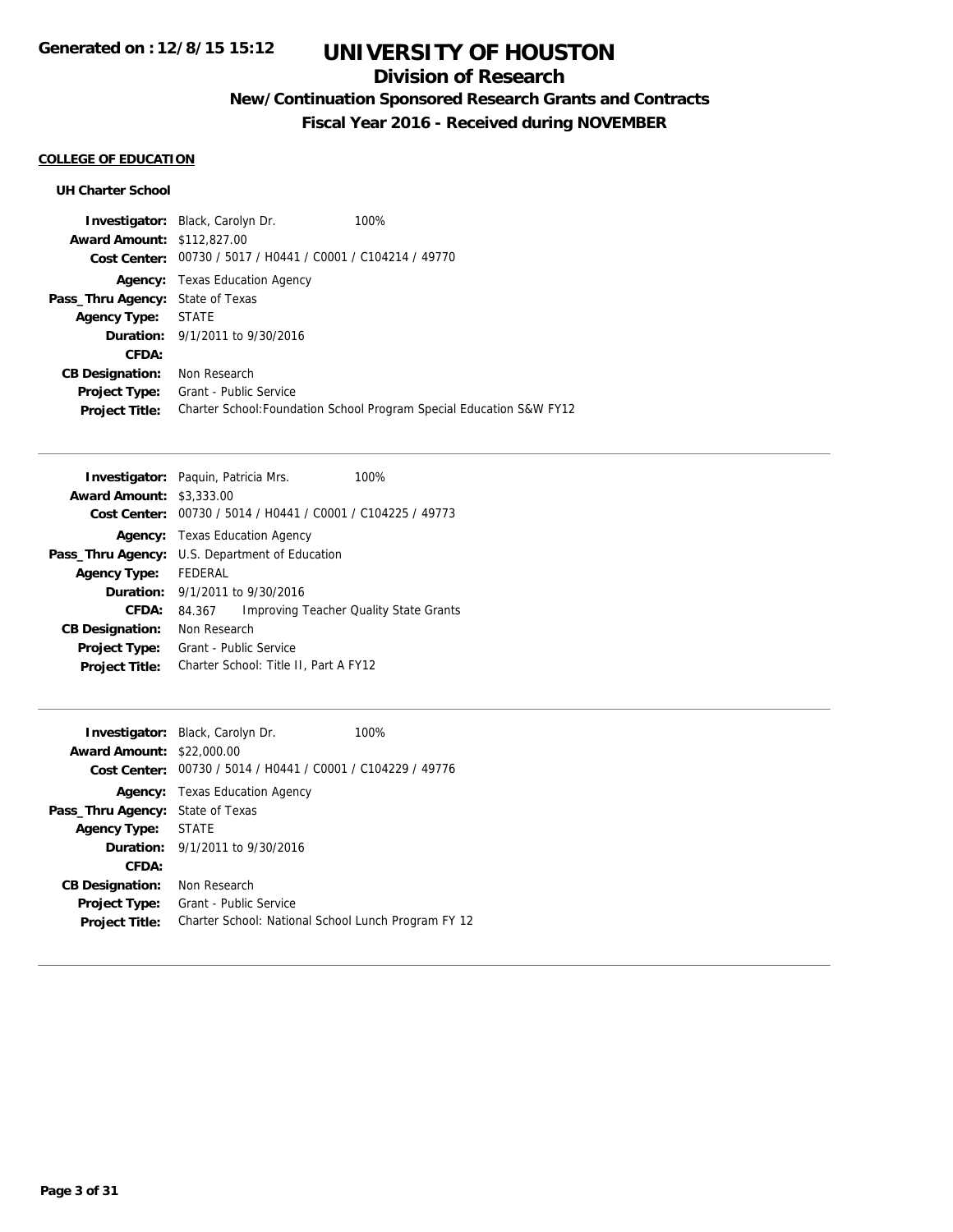# UNIVERSITY OF HOUSTON

## Division of Research

### New/Continuation Sponsored Research Grants and Contracts

### Fiscal Year 2016 - Received during NOVEMBER

**COLLEGE OF EDUCATION**

**UH Charter School**

| | | |
|---|---|---|
| **Investigator:** | Black, Carolyn Dr. | 100% |
| **Award Amount:** | $112,827.00 | |
| **Cost Center:** | 00730 / 5017 / H0441 / C0001 / C104214 / 49770 | |
| **Agency:** | Texas Education Agency | |
| **Pass_Thru Agency:** | State of Texas | |
| **Agency Type:** | STATE | |
| **Duration:** | 9/1/2011 to 9/30/2016 | |
| **CFDA:** | | |
| **CB Designation:** | Non Research | |
| **Project Type:** | Grant - Public Service | |
| **Project Title:** | Charter School:Foundation School Program Special Education S&W FY12 | |

---

| | | |
|---|---|---|
| **Investigator:** | Paquin, Patricia Mrs. | 100% |
| **Award Amount:** | $3,333.00 | |
| **Cost Center:** | 00730 / 5014 / H0441 / C0001 / C104225 / 49773 | |
| **Agency:** | Texas Education Agency | |
| **Pass_Thru Agency:** | U.S. Department of Education | |
| **Agency Type:** | FEDERAL | |
| **Duration:** | 9/1/2011 to 9/30/2016 | |
| **CFDA:** | 84.367 Improving Teacher Quality State Grants | |
| **CB Designation:** | Non Research | |
| **Project Type:** | Grant - Public Service | |
| **Project Title:** | Charter School: Title II, Part A FY12 | |

---

| | | |
|---|---|---|
| **Investigator:** | Black, Carolyn Dr. | 100% |
| **Award Amount:** | $22,000.00 | |
| **Cost Center:** | 00730 / 5014 / H0441 / C0001 / C104229 / 49776 | |
| **Agency:** | Texas Education Agency | |
| **Pass_Thru Agency:** | State of Texas | |
| **Agency Type:** | STATE | |
| **Duration:** | 9/1/2011 to 9/30/2016 | |
| **CFDA:** | | |
| **CB Designation:** | Non Research | |
| **Project Type:** | Grant - Public Service | |
| **Project Title:** | Charter School: National School Lunch Program FY 12 | |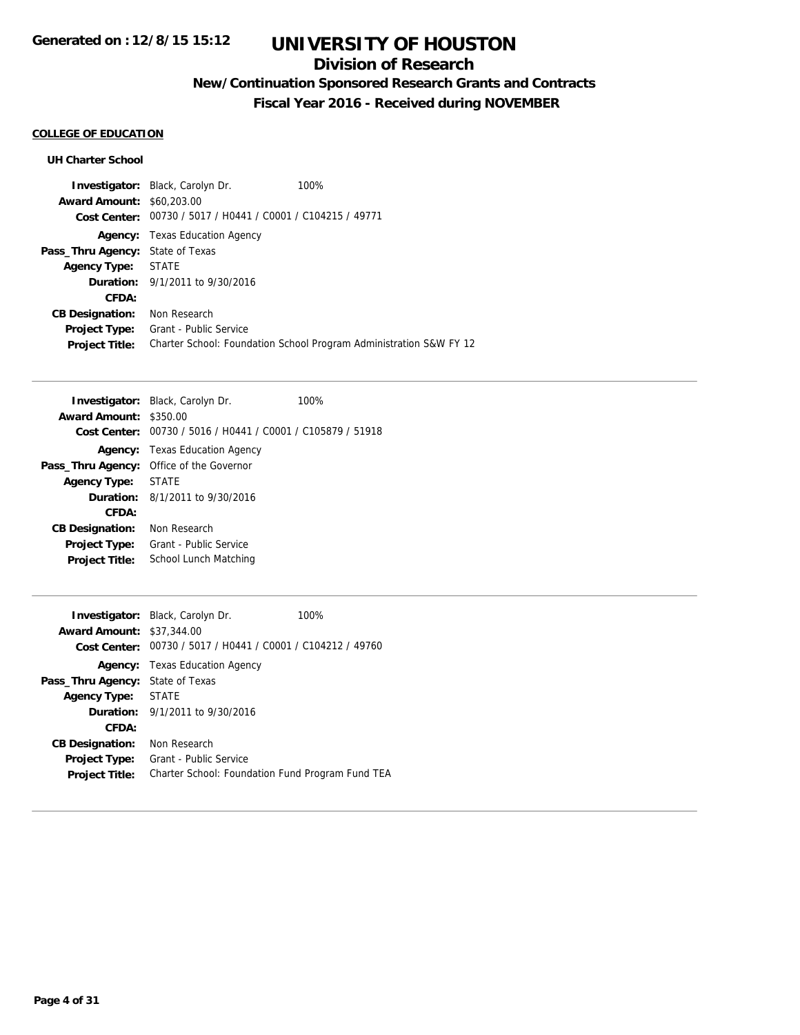**COLLEGE OF EDUCATION**

**UH Charter School**

**Investigator:** Black, Carolyn Dr. 100%
**Award Amount:** $60,203.00
**Cost Center:** 00730 / 5017 / H0441 / C0001 / C104215 / 49771
**Agency:** Texas Education Agency
**Pass_Thru Agency:** State of Texas
**Agency Type:** STATE
**Duration:** 9/1/2011 to 9/30/2016
**CFDA:**
**CB Designation:** Non Research
**Project Type:** Grant - Public Service
**Project Title:** Charter School: Foundation School Program Administration S&W FY 12

---

**Investigator:** Black, Carolyn Dr. 100%
**Award Amount:** $350.00
**Cost Center:** 00730 / 5016 / H0441 / C0001 / C105879 / 51918
**Agency:** Texas Education Agency
**Pass_Thru Agency:** Office of the Governor
**Agency Type:** STATE
**Duration:** 8/1/2011 to 9/30/2016
**CFDA:**
**CB Designation:** Non Research
**Project Type:** Grant - Public Service
**Project Title:** School Lunch Matching

---

**Investigator:** Black, Carolyn Dr. 100%
**Award Amount:** $37,344.00
**Cost Center:** 00730 / 5017 / H0441 / C0001 / C104212 / 49760
**Agency:** Texas Education Agency
**Pass_Thru Agency:** State of Texas
**Agency Type:** STATE
**Duration:** 9/1/2011 to 9/30/2016
**CFDA:**
**CB Designation:** Non Research
**Project Type:** Grant - Public Service
**Project Title:** Charter School: Foundation Fund Program Fund TEA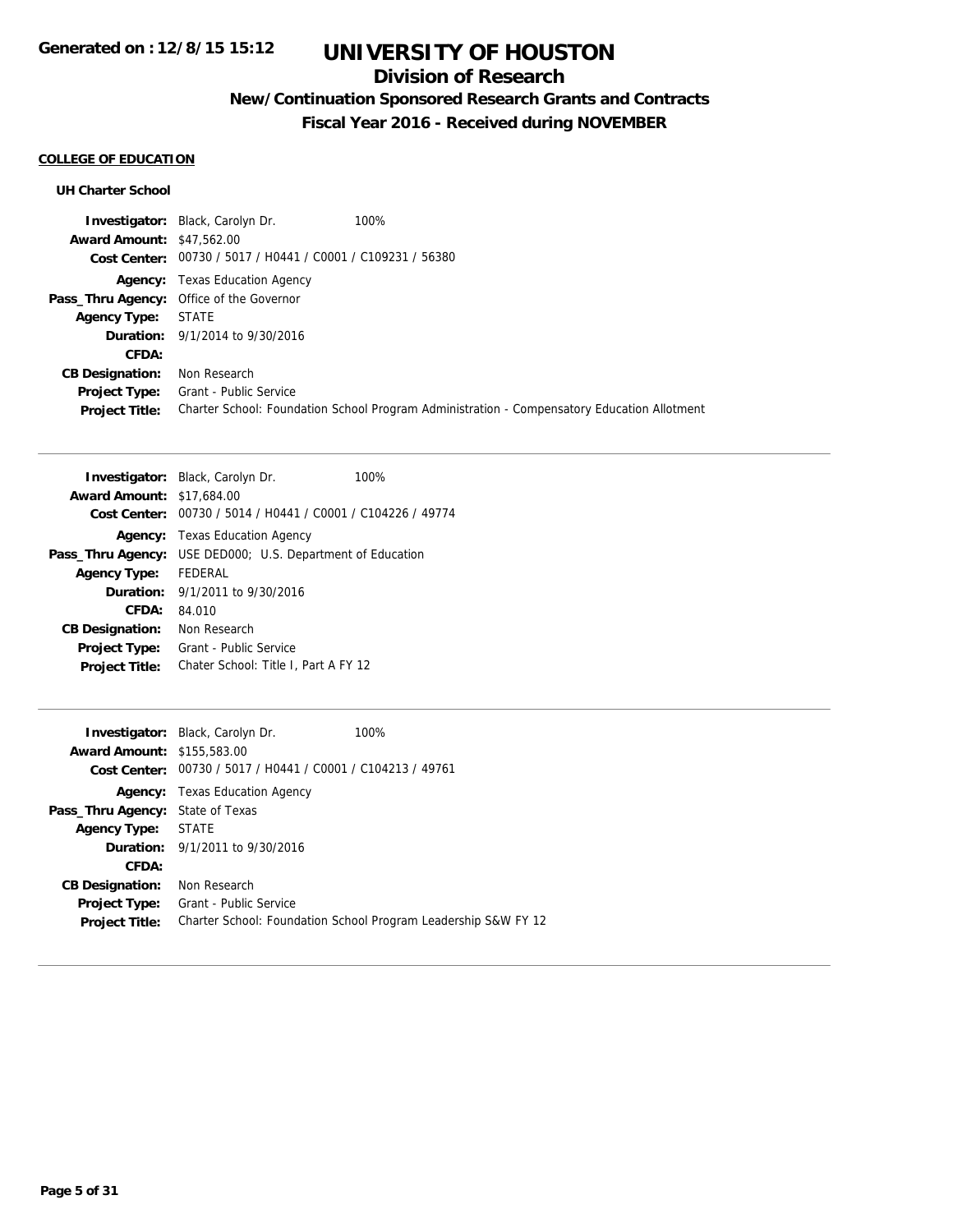# UNIVERSITY OF HOUSTON

## Division of Research

### New/Continuation Sponsored Research Grants and Contracts

### Fiscal Year 2016 - Received during NOVEMBER

**COLLEGE OF EDUCATION**

**UH Charter School**

**Investigator:** Black, Carolyn Dr. 100%
**Award Amount:** $47,562.00
**Cost Center:** 00730 / 5017 / H0441 / C0001 / C109231 / 56380
**Agency:** Texas Education Agency
**Pass_Thru Agency:** Office of the Governor
**Agency Type:** STATE
**Duration:** 9/1/2014 to 9/30/2016
**CFDA:**
**CB Designation:** Non Research
**Project Type:** Grant - Public Service
**Project Title:** Charter School: Foundation School Program Administration - Compensatory Education Allotment

---

**Investigator:** Black, Carolyn Dr. 100%
**Award Amount:** $17,684.00
**Cost Center:** 00730 / 5014 / H0441 / C0001 / C104226 / 49774
**Agency:** Texas Education Agency
**Pass_Thru Agency:** USE DED000; U.S. Department of Education
**Agency Type:** FEDERAL
**Duration:** 9/1/2011 to 9/30/2016
**CFDA:** 84.010
**CB Designation:** Non Research
**Project Type:** Grant - Public Service
**Project Title:** Chater School: Title I, Part A FY 12

---

**Investigator:** Black, Carolyn Dr. 100%
**Award Amount:** $155,583.00
**Cost Center:** 00730 / 5017 / H0441 / C0001 / C104213 / 49761
**Agency:** Texas Education Agency
**Pass_Thru Agency:** State of Texas
**Agency Type:** STATE
**Duration:** 9/1/2011 to 9/30/2016
**CFDA:**
**CB Designation:** Non Research
**Project Type:** Grant - Public Service
**Project Title:** Charter School: Foundation School Program Leadership S&W FY 12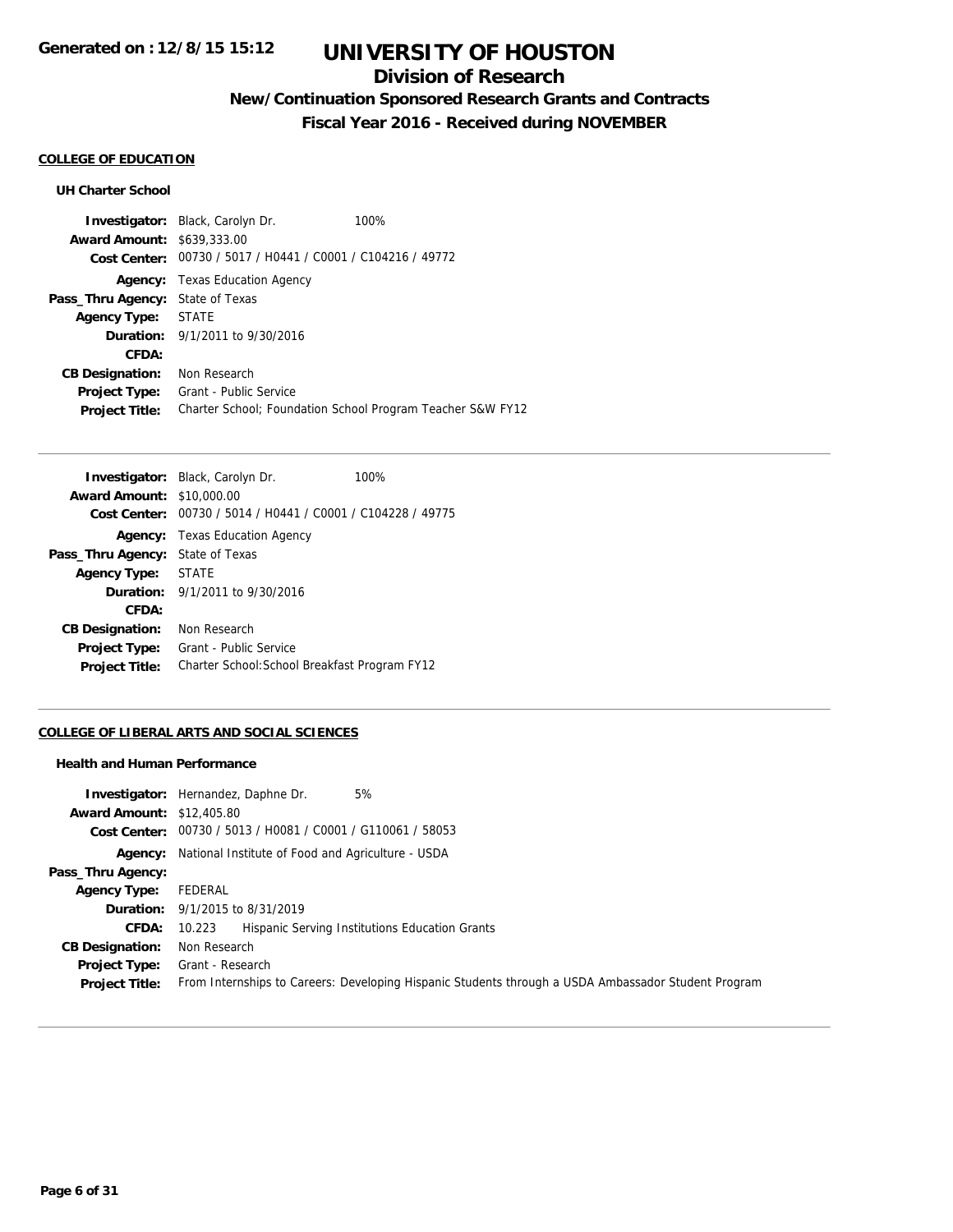# UNIVERSITY OF HOUSTON

## Division of Research

### New/Continuation Sponsored Research Grants and Contracts

### Fiscal Year 2016 - Received during NOVEMBER

**COLLEGE OF EDUCATION**

**UH Charter School**

**Investigator:** Black, Carolyn Dr. 100%
**Award Amount:** $639,333.00
**Cost Center:** 00730 / 5017 / H0441 / C0001 / C104216 / 49772
**Agency:** Texas Education Agency
**Pass_Thru Agency:** State of Texas
**Agency Type:** STATE
**Duration:** 9/1/2011 to 9/30/2016
**CFDA:**
**CB Designation:** Non Research
**Project Type:** Grant - Public Service
**Project Title:** Charter School; Foundation School Program Teacher S&W FY12

---

**Investigator:** Black, Carolyn Dr. 100%
**Award Amount:** $10,000.00
**Cost Center:** 00730 / 5014 / H0441 / C0001 / C104228 / 49775
**Agency:** Texas Education Agency
**Pass_Thru Agency:** State of Texas
**Agency Type:** STATE
**Duration:** 9/1/2011 to 9/30/2016
**CFDA:**
**CB Designation:** Non Research
**Project Type:** Grant - Public Service
**Project Title:** Charter School:School Breakfast Program FY12

---

**COLLEGE OF LIBERAL ARTS AND SOCIAL SCIENCES**

**Health and Human Performance**

**Investigator:** Hernandez, Daphne Dr. 5%
**Award Amount:** $12,405.80
**Cost Center:** 00730 / 5013 / H0081 / C0001 / G110061 / 58053
**Agency:** National Institute of Food and Agriculture - USDA
**Pass_Thru Agency:**
**Agency Type:** FEDERAL
**Duration:** 9/1/2015 to 8/31/2019
**CFDA:** 10.223 Hispanic Serving Institutions Education Grants
**CB Designation:** Non Research
**Project Type:** Grant - Research
**Project Title:** From Internships to Careers: Developing Hispanic Students through a USDA Ambassador Student Program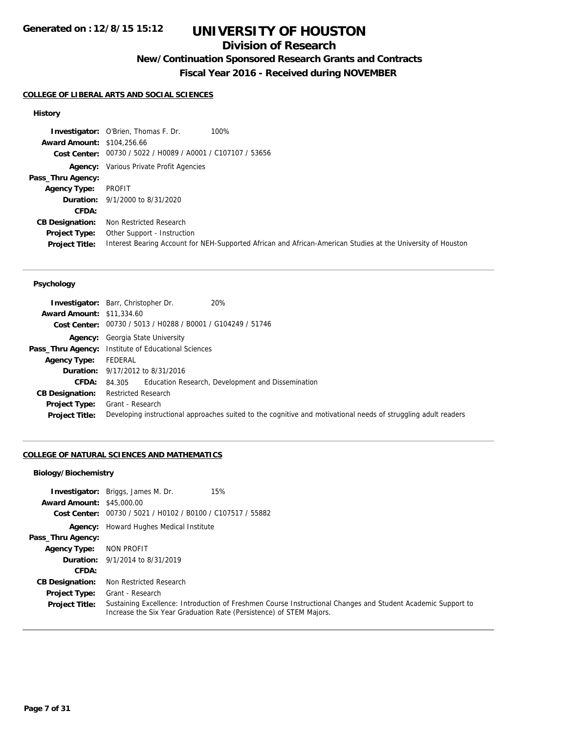# UNIVERSITY OF HOUSTON

## Division of Research

### New/Continuation Sponsored Research Grants and Contracts

### Fiscal Year 2016 - Received during NOVEMBER

Generated on : 12/8/15 15:12

#### COLLEGE OF LIBERAL ARTS AND SOCIAL SCIENCES

**History**

| | |
|---|---|
| **Investigator:** | O'Brien, Thomas F. Dr. 100% |
| **Award Amount:** | $104,256.66 |
| **Cost Center:** | 00730 / 5022 / H0089 / A0001 / C107107 / 53656 |
| **Agency:** | Various Private Profit Agencies |
| **Pass_Thru Agency:** | |
| **Agency Type:** | PROFIT |
| **Duration:** | 9/1/2000 to 8/31/2020 |
| **CFDA:** | |
| **CB Designation:** | Non Restricted Research |
| **Project Type:** | Other Support - Instruction |
| **Project Title:** | Interest Bearing Account for NEH-Supported African and African-American Studies at the University of Houston |

**Psychology**

| | |
|---|---|
| **Investigator:** | Barr, Christopher Dr. 20% |
| **Award Amount:** | $11,334.60 |
| **Cost Center:** | 00730 / 5013 / H0288 / B0001 / G104249 / 51746 |
| **Agency:** | Georgia State University |
| **Pass_Thru Agency:** | Institute of Educational Sciences |
| **Agency Type:** | FEDERAL |
| **Duration:** | 9/17/2012 to 8/31/2016 |
| **CFDA:** | 84.305 Education Research, Development and Dissemination |
| **CB Designation:** | Restricted Research |
| **Project Type:** | Grant - Research |
| **Project Title:** | Developing instructional approaches suited to the cognitive and motivational needs of struggling adult readers |

#### COLLEGE OF NATURAL SCIENCES AND MATHEMATICS

**Biology/Biochemistry**

| | |
|---|---|
| **Investigator:** | Briggs, James M. Dr. 15% |
| **Award Amount:** | $45,000.00 |
| **Cost Center:** | 00730 / 5021 / H0102 / B0100 / C107517 / 55882 |
| **Agency:** | Howard Hughes Medical Institute |
| **Pass_Thru Agency:** | |
| **Agency Type:** | NON PROFIT |
| **Duration:** | 9/1/2014 to 8/31/2019 |
| **CFDA:** | |
| **CB Designation:** | Non Restricted Research |
| **Project Type:** | Grant - Research |
| **Project Title:** | Sustaining Excellence: Introduction of Freshmen Course Instructional Changes and Student Academic Support to Increase the Six Year Graduation Rate (Persistence) of STEM Majors. |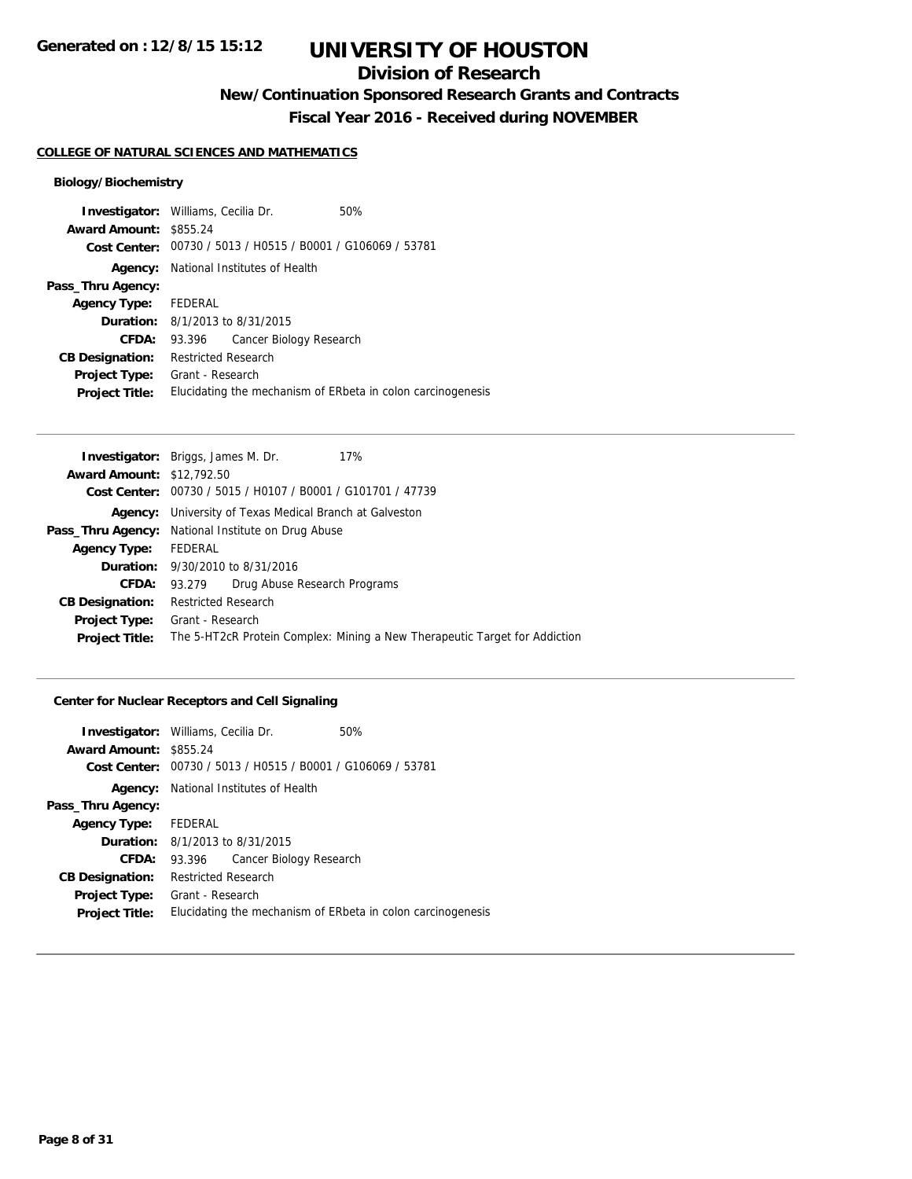# UNIVERSITY OF HOUSTON

## Division of Research

### New/Continuation Sponsored Research Grants and Contracts

### Fiscal Year 2016 - Received during NOVEMBER

Generated on : 12/8/15 15:12

**COLLEGE OF NATURAL SCIENCES AND MATHEMATICS**

**Biology/Biochemistry**

| | |
|---|---|
| **Investigator:** | Williams, Cecilia Dr. 50% |
| **Award Amount:** | $855.24 |
| **Cost Center:** | 00730 / 5013 / H0515 / B0001 / G106069 / 53781 |
| **Agency:** | National Institutes of Health |
| **Pass_Thru Agency:** | |
| **Agency Type:** | FEDERAL |
| **Duration:** | 8/1/2013 to 8/31/2015 |
| **CFDA:** | 93.396 Cancer Biology Research |
| **CB Designation:** | Restricted Research |
| **Project Type:** | Grant - Research |
| **Project Title:** | Elucidating the mechanism of ERbeta in colon carcinogenesis |

---

| | |
|---|---|
| **Investigator:** | Briggs, James M. Dr. 17% |
| **Award Amount:** | $12,792.50 |
| **Cost Center:** | 00730 / 5015 / H0107 / B0001 / G101701 / 47739 |
| **Agency:** | University of Texas Medical Branch at Galveston |
| **Pass_Thru Agency:** | National Institute on Drug Abuse |
| **Agency Type:** | FEDERAL |
| **Duration:** | 9/30/2010 to 8/31/2016 |
| **CFDA:** | 93.279 Drug Abuse Research Programs |
| **CB Designation:** | Restricted Research |
| **Project Type:** | Grant - Research |
| **Project Title:** | The 5-HT2cR Protein Complex: Mining a New Therapeutic Target for Addiction |

---

**Center for Nuclear Receptors and Cell Signaling**

| | |
|---|---|
| **Investigator:** | Williams, Cecilia Dr. 50% |
| **Award Amount:** | $855.24 |
| **Cost Center:** | 00730 / 5013 / H0515 / B0001 / G106069 / 53781 |
| **Agency:** | National Institutes of Health |
| **Pass_Thru Agency:** | |
| **Agency Type:** | FEDERAL |
| **Duration:** | 8/1/2013 to 8/31/2015 |
| **CFDA:** | 93.396 Cancer Biology Research |
| **CB Designation:** | Restricted Research |
| **Project Type:** | Grant - Research |
| **Project Title:** | Elucidating the mechanism of ERbeta in colon carcinogenesis |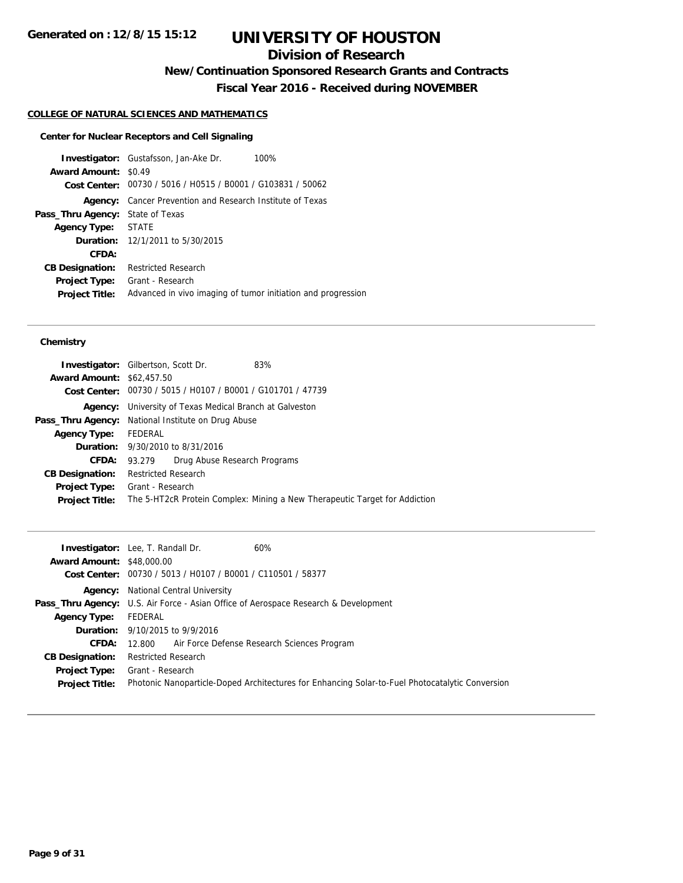# UNIVERSITY OF HOUSTON

## Division of Research

### New/Continuation Sponsored Research Grants and Contracts

### Fiscal Year 2016 - Received during NOVEMBER

**Generated on : 12/8/15 15:12**

#### COLLEGE OF NATURAL SCIENCES AND MATHEMATICS

##### Center for Nuclear Receptors and Cell Signaling

**Investigator:** Gustafsson, Jan-Ake Dr. 100%
**Award Amount:** $0.49
**Cost Center:** 00730 / 5016 / H0515 / B0001 / G103831 / 50062
**Agency:** Cancer Prevention and Research Institute of Texas
**Pass_Thru Agency:** State of Texas
**Agency Type:** STATE
**Duration:** 12/1/2011 to 5/30/2015
**CFDA:**
**CB Designation:** Restricted Research
**Project Type:** Grant - Research
**Project Title:** Advanced in vivo imaging of tumor initiation and progression

---

##### Chemistry

**Investigator:** Gilbertson, Scott Dr. 83%
**Award Amount:** $62,457.50
**Cost Center:** 00730 / 5015 / H0107 / B0001 / G101701 / 47739
**Agency:** University of Texas Medical Branch at Galveston
**Pass_Thru Agency:** National Institute on Drug Abuse
**Agency Type:** FEDERAL
**Duration:** 9/30/2010 to 8/31/2016
**CFDA:** 93.279 Drug Abuse Research Programs
**CB Designation:** Restricted Research
**Project Type:** Grant - Research
**Project Title:** The 5-HT2cR Protein Complex: Mining a New Therapeutic Target for Addiction

---

**Investigator:** Lee, T. Randall Dr. 60%
**Award Amount:** $48,000.00
**Cost Center:** 00730 / 5013 / H0107 / B0001 / C110501 / 58377
**Agency:** National Central University
**Pass_Thru Agency:** U.S. Air Force - Asian Office of Aerospace Research & Development
**Agency Type:** FEDERAL
**Duration:** 9/10/2015 to 9/9/2016
**CFDA:** 12.800 Air Force Defense Research Sciences Program
**CB Designation:** Restricted Research
**Project Type:** Grant - Research
**Project Title:** Photonic Nanoparticle-Doped Architectures for Enhancing Solar-to-Fuel Photocatalytic Conversion

---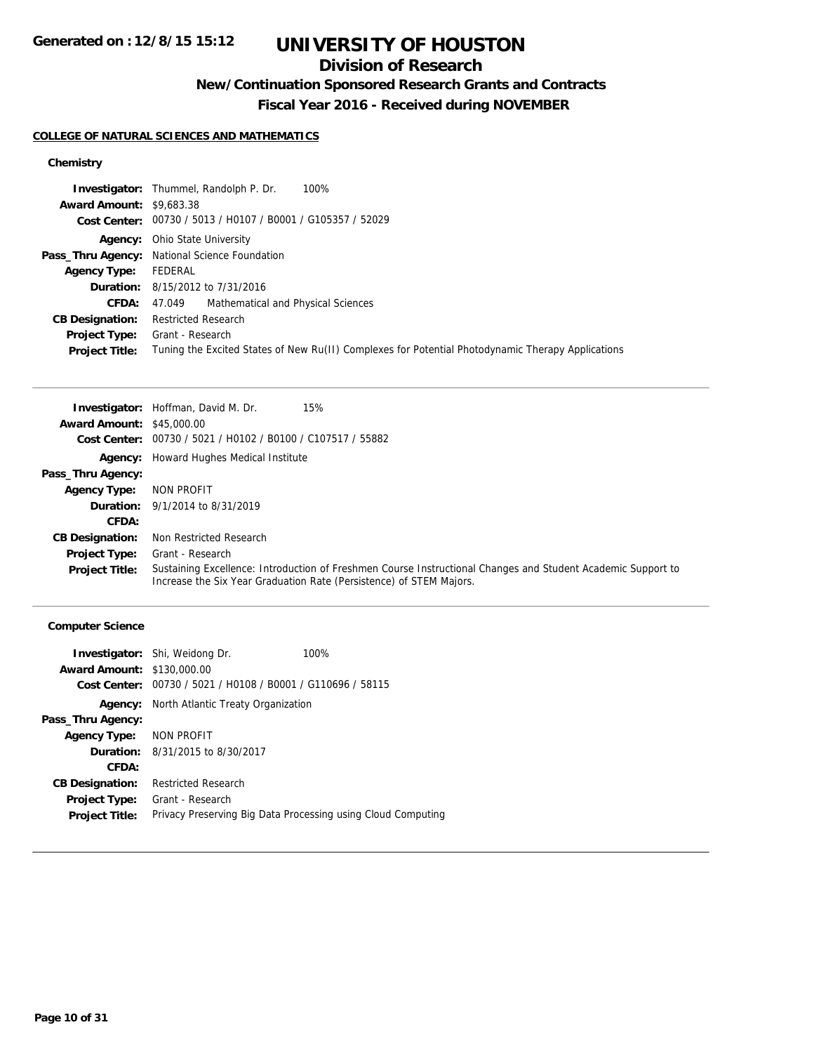# UNIVERSITY OF HOUSTON

## Division of Research

### New/Continuation Sponsored Research Grants and Contracts

### Fiscal Year 2016 - Received during NOVEMBER

Generated on : 12/8/15 15:12

**COLLEGE OF NATURAL SCIENCES AND MATHEMATICS**

#### Chemistry

**Investigator:** Thummel, Randolph P. Dr. 100%
**Award Amount:** $9,683.38
**Cost Center:** 00730 / 5013 / H0107 / B0001 / G105357 / 52029
**Agency:** Ohio State University
**Pass_Thru Agency:** National Science Foundation
**Agency Type:** FEDERAL
**Duration:** 8/15/2012 to 7/31/2016
**CFDA:** 47.049 Mathematical and Physical Sciences
**CB Designation:** Restricted Research
**Project Type:** Grant - Research
**Project Title:** Tuning the Excited States of New Ru(II) Complexes for Potential Photodynamic Therapy Applications

---

**Investigator:** Hoffman, David M. Dr. 15%
**Award Amount:** $45,000.00
**Cost Center:** 00730 / 5021 / H0102 / B0100 / C107517 / 55882
**Agency:** Howard Hughes Medical Institute
**Pass_Thru Agency:**
**Agency Type:** NON PROFIT
**Duration:** 9/1/2014 to 8/31/2019
**CFDA:**
**CB Designation:** Non Restricted Research
**Project Type:** Grant - Research
**Project Title:** Sustaining Excellence: Introduction of Freshmen Course Instructional Changes and Student Academic Support to Increase the Six Year Graduation Rate (Persistence) of STEM Majors.

---

#### Computer Science

**Investigator:** Shi, Weidong Dr. 100%
**Award Amount:** $130,000.00
**Cost Center:** 00730 / 5021 / H0108 / B0001 / G110696 / 58115
**Agency:** North Atlantic Treaty Organization
**Pass_Thru Agency:**
**Agency Type:** NON PROFIT
**Duration:** 8/31/2015 to 8/30/2017
**CFDA:**
**CB Designation:** Restricted Research
**Project Type:** Grant - Research
**Project Title:** Privacy Preserving Big Data Processing using Cloud Computing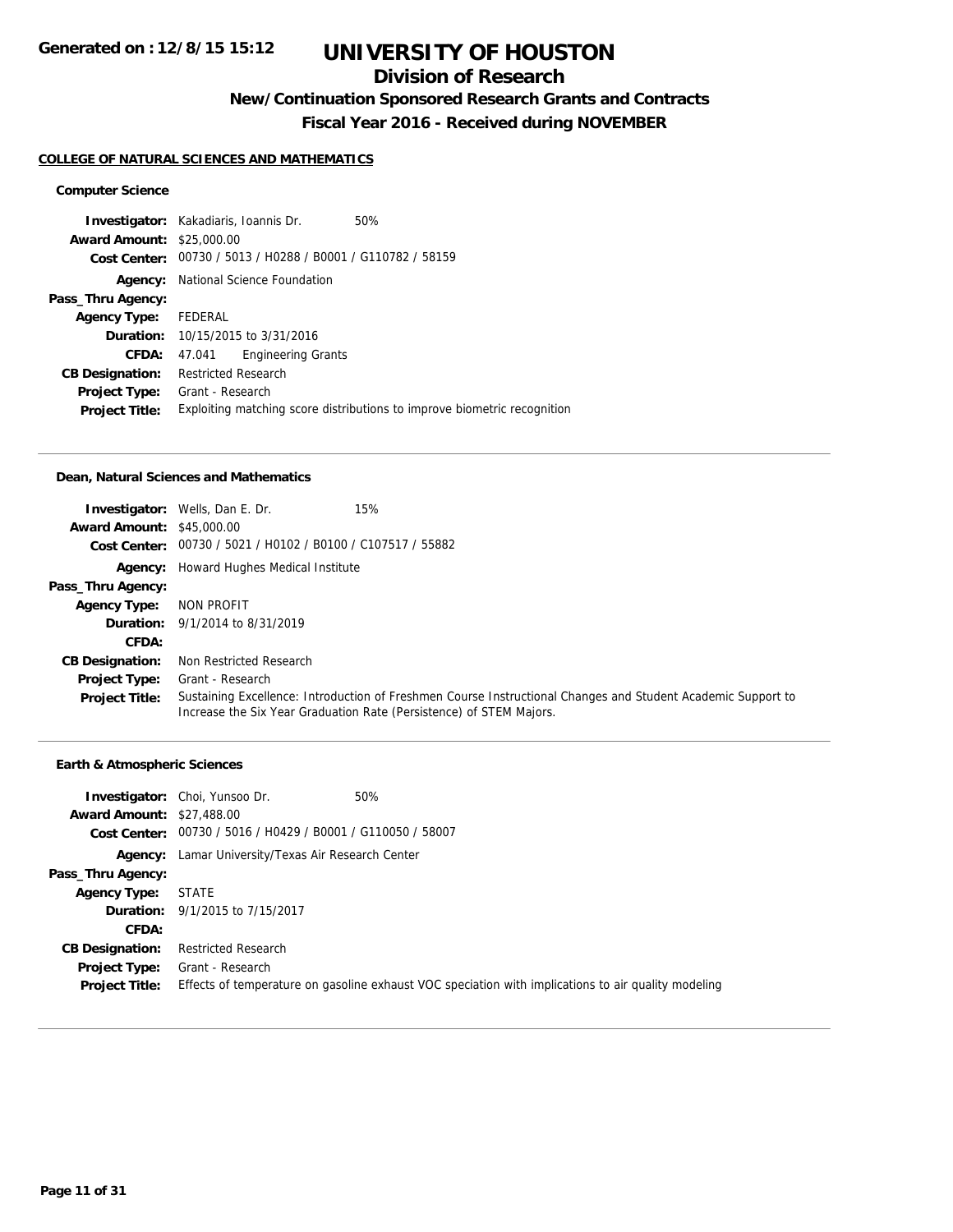# UNIVERSITY OF HOUSTON

## Division of Research

### New/Continuation Sponsored Research Grants and Contracts

### Fiscal Year 2016 - Received during NOVEMBER

Generated on : 12/8/15 15:12

**COLLEGE OF NATURAL SCIENCES AND MATHEMATICS**

**Computer Science**

**Investigator:** Kakadiaris, Ioannis Dr. 50%
**Award Amount:** $25,000.00
**Cost Center:** 00730 / 5013 / H0288 / B0001 / G110782 / 58159
**Agency:** National Science Foundation
**Pass_Thru Agency:**
**Agency Type:** FEDERAL
**Duration:** 10/15/2015 to 3/31/2016
**CFDA:** 47.041 Engineering Grants
**CB Designation:** Restricted Research
**Project Type:** Grant - Research
**Project Title:** Exploiting matching score distributions to improve biometric recognition

---

**Dean, Natural Sciences and Mathematics**

**Investigator:** Wells, Dan E. Dr. 15%
**Award Amount:** $45,000.00
**Cost Center:** 00730 / 5021 / H0102 / B0100 / C107517 / 55882
**Agency:** Howard Hughes Medical Institute
**Pass_Thru Agency:**
**Agency Type:** NON PROFIT
**Duration:** 9/1/2014 to 8/31/2019
**CFDA:**
**CB Designation:** Non Restricted Research
**Project Type:** Grant - Research
**Project Title:** Sustaining Excellence: Introduction of Freshmen Course Instructional Changes and Student Academic Support to Increase the Six Year Graduation Rate (Persistence) of STEM Majors.

---

**Earth & Atmospheric Sciences**

**Investigator:** Choi, Yunsoo Dr. 50%
**Award Amount:** $27,488.00
**Cost Center:** 00730 / 5016 / H0429 / B0001 / G110050 / 58007
**Agency:** Lamar University/Texas Air Research Center
**Pass_Thru Agency:**
**Agency Type:** STATE
**Duration:** 9/1/2015 to 7/15/2017
**CFDA:**
**CB Designation:** Restricted Research
**Project Type:** Grant - Research
**Project Title:** Effects of temperature on gasoline exhaust VOC speciation with implications to air quality modeling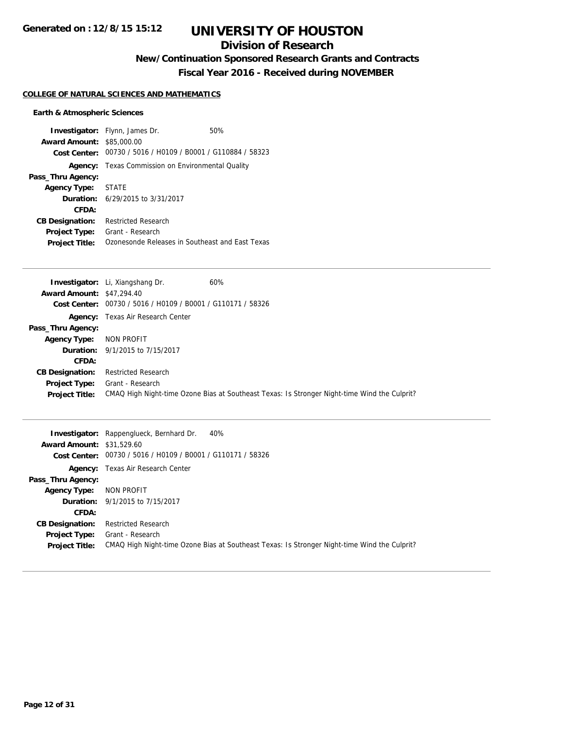# UNIVERSITY OF HOUSTON

## Division of Research

### New/Continuation Sponsored Research Grants and Contracts

### Fiscal Year 2016 - Received during NOVEMBER

**COLLEGE OF NATURAL SCIENCES AND MATHEMATICS**

**Earth & Atmospheric Sciences**

**Investigator:** Flynn, James Dr. 50%
**Award Amount:** $85,000.00
**Cost Center:** 00730 / 5016 / H0109 / B0001 / G110884 / 58323
**Agency:** Texas Commission on Environmental Quality
**Pass_Thru Agency:**
**Agency Type:** STATE
**Duration:** 6/29/2015 to 3/31/2017
**CFDA:**
**CB Designation:** Restricted Research
**Project Type:** Grant - Research
**Project Title:** Ozonesonde Releases in Southeast and East Texas

---

**Investigator:** Li, Xiangshang Dr. 60%
**Award Amount:** $47,294.40
**Cost Center:** 00730 / 5016 / H0109 / B0001 / G110171 / 58326
**Agency:** Texas Air Research Center
**Pass_Thru Agency:**
**Agency Type:** NON PROFIT
**Duration:** 9/1/2015 to 7/15/2017
**CFDA:**
**CB Designation:** Restricted Research
**Project Type:** Grant - Research
**Project Title:** CMAQ High Night-time Ozone Bias at Southeast Texas: Is Stronger Night-time Wind the Culprit?

---

**Investigator:** Rappenglueck, Bernhard Dr. 40%
**Award Amount:** $31,529.60
**Cost Center:** 00730 / 5016 / H0109 / B0001 / G110171 / 58326
**Agency:** Texas Air Research Center
**Pass_Thru Agency:**
**Agency Type:** NON PROFIT
**Duration:** 9/1/2015 to 7/15/2017
**CFDA:**
**CB Designation:** Restricted Research
**Project Type:** Grant - Research
**Project Title:** CMAQ High Night-time Ozone Bias at Southeast Texas: Is Stronger Night-time Wind the Culprit?

---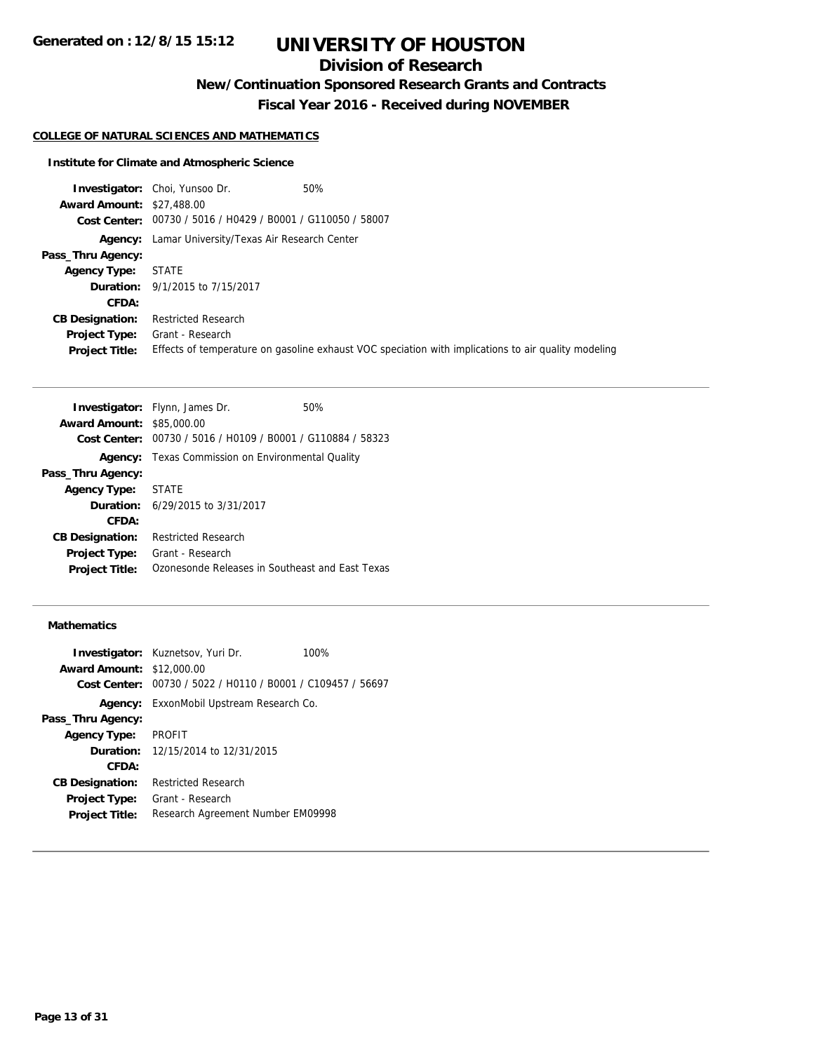# UNIVERSITY OF HOUSTON

## Division of Research

### New/Continuation Sponsored Research Grants and Contracts

### Fiscal Year 2016 - Received during NOVEMBER

Generated on : 12/8/15 15:12

**COLLEGE OF NATURAL SCIENCES AND MATHEMATICS**

**Institute for Climate and Atmospheric Science**

| | | |
|---|---|---|
| **Investigator:** | Choi, Yunsoo Dr. | 50% |
| **Award Amount:** | $27,488.00 | |
| **Cost Center:** | 00730 / 5016 / H0429 / B0001 / G110050 / 58007 | |
| **Agency:** | Lamar University/Texas Air Research Center | |
| **Pass_Thru Agency:** | | |
| **Agency Type:** | STATE | |
| **Duration:** | 9/1/2015 to 7/15/2017 | |
| **CFDA:** | | |
| **CB Designation:** | Restricted Research | |
| **Project Type:** | Grant - Research | |
| **Project Title:** | Effects of temperature on gasoline exhaust VOC speciation with implications to air quality modeling | |

---

| | | |
|---|---|---|
| **Investigator:** | Flynn, James Dr. | 50% |
| **Award Amount:** | $85,000.00 | |
| **Cost Center:** | 00730 / 5016 / H0109 / B0001 / G110884 / 58323 | |
| **Agency:** | Texas Commission on Environmental Quality | |
| **Pass_Thru Agency:** | | |
| **Agency Type:** | STATE | |
| **Duration:** | 6/29/2015 to 3/31/2017 | |
| **CFDA:** | | |
| **CB Designation:** | Restricted Research | |
| **Project Type:** | Grant - Research | |
| **Project Title:** | Ozonesonde Releases in Southeast and East Texas | |

---

**Mathematics**

| | | |
|---|---|---|
| **Investigator:** | Kuznetsov, Yuri Dr. | 100% |
| **Award Amount:** | $12,000.00 | |
| **Cost Center:** | 00730 / 5022 / H0110 / B0001 / C109457 / 56697 | |
| **Agency:** | ExxonMobil Upstream Research Co. | |
| **Pass_Thru Agency:** | | |
| **Agency Type:** | PROFIT | |
| **Duration:** | 12/15/2014 to 12/31/2015 | |
| **CFDA:** | | |
| **CB Designation:** | Restricted Research | |
| **Project Type:** | Grant - Research | |
| **Project Title:** | Research Agreement Number EM09998 | |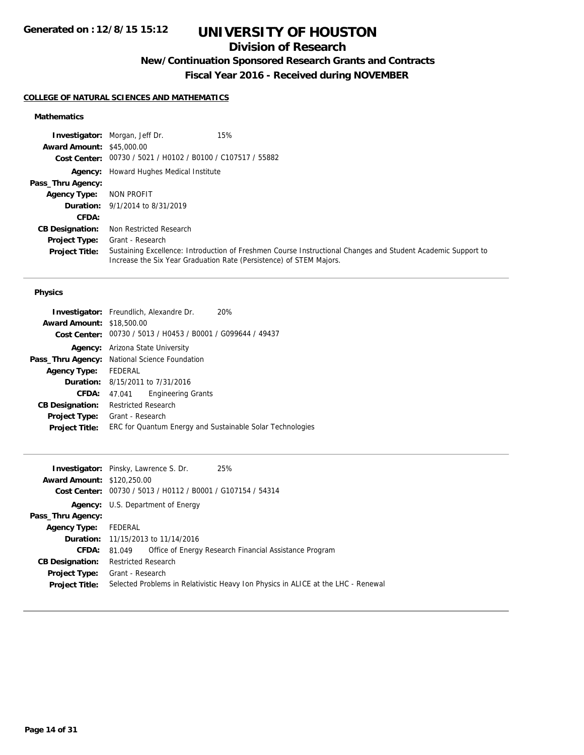# UNIVERSITY OF HOUSTON

## Division of Research

### New/Continuation Sponsored Research Grants and Contracts

### Fiscal Year 2016 - Received during NOVEMBER

**COLLEGE OF NATURAL SCIENCES AND MATHEMATICS**

#### Mathematics

**Investigator:** Morgan, Jeff Dr. 15%
**Award Amount:** $45,000.00
**Cost Center:** 00730 / 5021 / H0102 / B0100 / C107517 / 55882
**Agency:** Howard Hughes Medical Institute
**Pass_Thru Agency:**
**Agency Type:** NON PROFIT
**Duration:** 9/1/2014 to 8/31/2019
**CFDA:**
**CB Designation:** Non Restricted Research
**Project Type:** Grant - Research
**Project Title:** Sustaining Excellence: Introduction of Freshmen Course Instructional Changes and Student Academic Support to Increase the Six Year Graduation Rate (Persistence) of STEM Majors.

---

#### Physics

**Investigator:** Freundlich, Alexandre Dr. 20%
**Award Amount:** $18,500.00
**Cost Center:** 00730 / 5013 / H0453 / B0001 / G099644 / 49437
**Agency:** Arizona State University
**Pass_Thru Agency:** National Science Foundation
**Agency Type:** FEDERAL
**Duration:** 8/15/2011 to 7/31/2016
**CFDA:** 47.041 Engineering Grants
**CB Designation:** Restricted Research
**Project Type:** Grant - Research
**Project Title:** ERC for Quantum Energy and Sustainable Solar Technologies

---

**Investigator:** Pinsky, Lawrence S. Dr. 25%
**Award Amount:** $120,250.00
**Cost Center:** 00730 / 5013 / H0112 / B0001 / G107154 / 54314
**Agency:** U.S. Department of Energy
**Pass_Thru Agency:**
**Agency Type:** FEDERAL
**Duration:** 11/15/2013 to 11/14/2016
**CFDA:** 81.049 Office of Energy Research Financial Assistance Program
**CB Designation:** Restricted Research
**Project Type:** Grant - Research
**Project Title:** Selected Problems in Relativistic Heavy Ion Physics in ALICE at the LHC - Renewal

---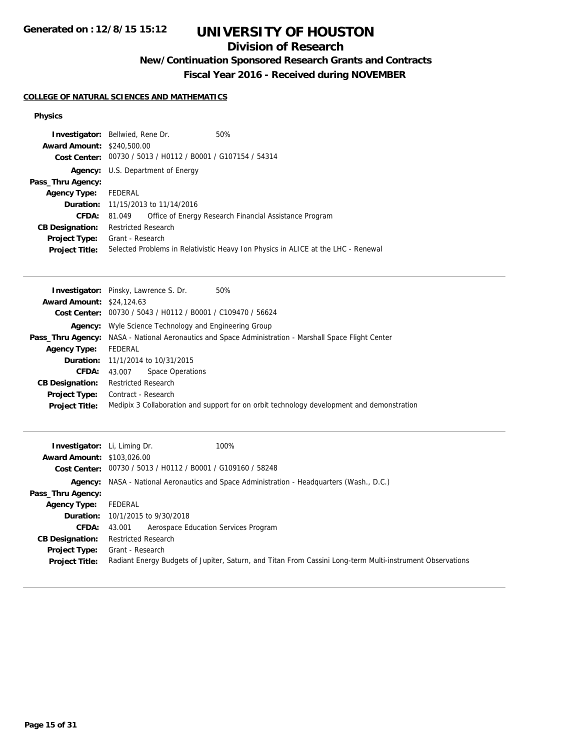# UNIVERSITY OF HOUSTON

## Division of Research

### New/Continuation Sponsored Research Grants and Contracts

### Fiscal Year 2016 - Received during NOVEMBER

#### COLLEGE OF NATURAL SCIENCES AND MATHEMATICS

**Physics**

**Investigator:** Bellwied, Rene Dr. 50%
**Award Amount:** $240,500.00
**Cost Center:** 00730 / 5013 / H0112 / B0001 / G107154 / 54314
**Agency:** U.S. Department of Energy
**Pass_Thru Agency:**
**Agency Type:** FEDERAL
**Duration:** 11/15/2013 to 11/14/2016
**CFDA:** 81.049 Office of Energy Research Financial Assistance Program
**CB Designation:** Restricted Research
**Project Type:** Grant - Research
**Project Title:** Selected Problems in Relativistic Heavy Ion Physics in ALICE at the LHC - Renewal

---

**Investigator:** Pinsky, Lawrence S. Dr. 50%
**Award Amount:** $24,124.63
**Cost Center:** 00730 / 5043 / H0112 / B0001 / C109470 / 56624
**Agency:** Wyle Science Technology and Engineering Group
**Pass_Thru Agency:** NASA - National Aeronautics and Space Administration - Marshall Space Flight Center
**Agency Type:** FEDERAL
**Duration:** 11/1/2014 to 10/31/2015
**CFDA:** 43.007 Space Operations
**CB Designation:** Restricted Research
**Project Type:** Contract - Research
**Project Title:** Medipix 3 Collaboration and support for on orbit technology development and demonstration

---

**Investigator:** Li, Liming Dr. 100%
**Award Amount:** $103,026.00
**Cost Center:** 00730 / 5013 / H0112 / B0001 / G109160 / 58248
**Agency:** NASA - National Aeronautics and Space Administration - Headquarters (Wash., D.C.)
**Pass_Thru Agency:**
**Agency Type:** FEDERAL
**Duration:** 10/1/2015 to 9/30/2018
**CFDA:** 43.001 Aerospace Education Services Program
**CB Designation:** Restricted Research
**Project Type:** Grant - Research
**Project Title:** Radiant Energy Budgets of Jupiter, Saturn, and Titan From Cassini Long-term Multi-instrument Observations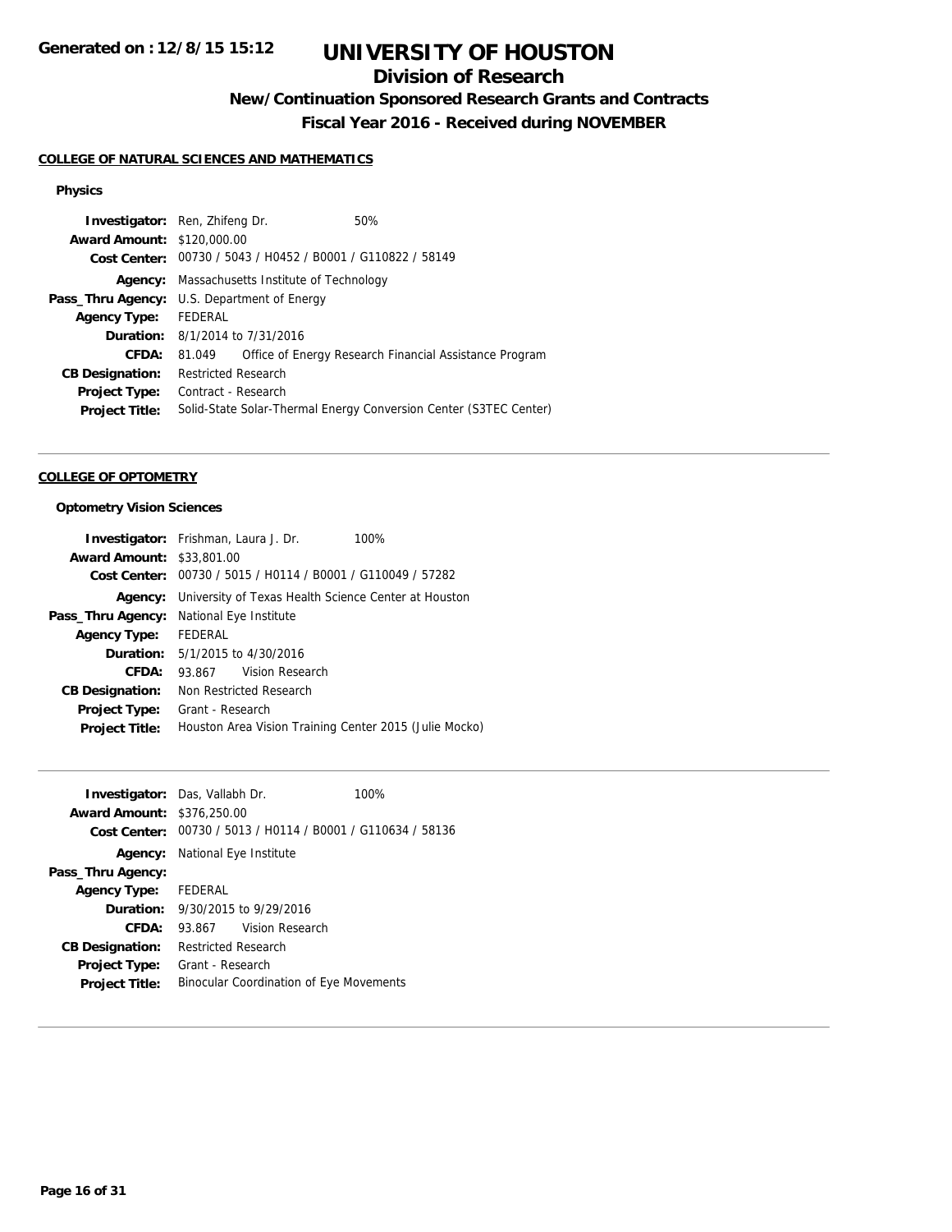# UNIVERSITY OF HOUSTON

## Division of Research

### New/Continuation Sponsored Research Grants and Contracts

### Fiscal Year 2016 - Received during NOVEMBER

**COLLEGE OF NATURAL SCIENCES AND MATHEMATICS**

**Physics**

| | |
|---|---|
| **Investigator:** | Ren, Zhifeng Dr. 50% |
| **Award Amount:** | $120,000.00 |
| **Cost Center:** | 00730 / 5043 / H0452 / B0001 / G110822 / 58149 |
| **Agency:** | Massachusetts Institute of Technology |
| **Pass_Thru Agency:** | U.S. Department of Energy |
| **Agency Type:** | FEDERAL |
| **Duration:** | 8/1/2014 to 7/31/2016 |
| **CFDA:** | 81.049 Office of Energy Research Financial Assistance Program |
| **CB Designation:** | Restricted Research |
| **Project Type:** | Contract - Research |
| **Project Title:** | Solid-State Solar-Thermal Energy Conversion Center (S3TEC Center) |

**COLLEGE OF OPTOMETRY**

**Optometry Vision Sciences**

| | |
|---|---|
| **Investigator:** | Frishman, Laura J. Dr. 100% |
| **Award Amount:** | $33,801.00 |
| **Cost Center:** | 00730 / 5015 / H0114 / B0001 / G110049 / 57282 |
| **Agency:** | University of Texas Health Science Center at Houston |
| **Pass_Thru Agency:** | National Eye Institute |
| **Agency Type:** | FEDERAL |
| **Duration:** | 5/1/2015 to 4/30/2016 |
| **CFDA:** | 93.867 Vision Research |
| **CB Designation:** | Non Restricted Research |
| **Project Type:** | Grant - Research |
| **Project Title:** | Houston Area Vision Training Center 2015 (Julie Mocko) |

| | |
|---|---|
| **Investigator:** | Das, Vallabh Dr. 100% |
| **Award Amount:** | $376,250.00 |
| **Cost Center:** | 00730 / 5013 / H0114 / B0001 / G110634 / 58136 |
| **Agency:** | National Eye Institute |
| **Pass_Thru Agency:** | |
| **Agency Type:** | FEDERAL |
| **Duration:** | 9/30/2015 to 9/29/2016 |
| **CFDA:** | 93.867 Vision Research |
| **CB Designation:** | Restricted Research |
| **Project Type:** | Grant - Research |
| **Project Title:** | Binocular Coordination of Eye Movements |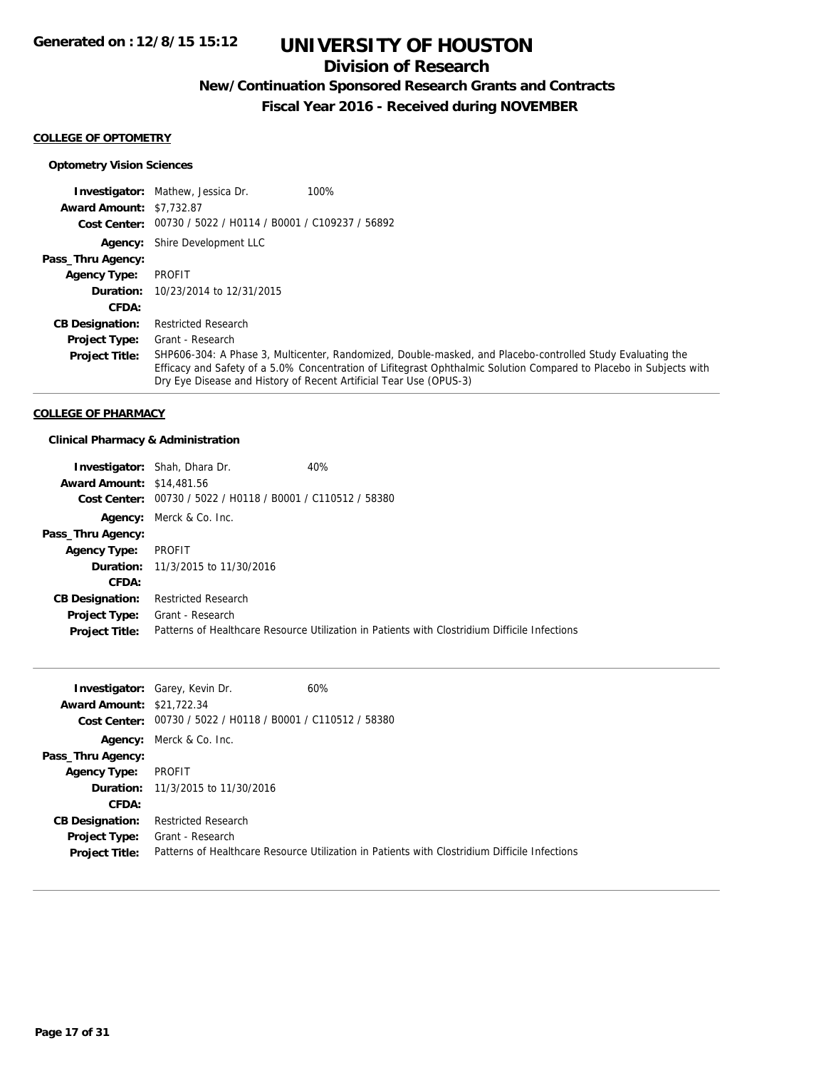# UNIVERSITY OF HOUSTON

## Division of Research

### New/Continuation Sponsored Research Grants and Contracts

### Fiscal Year 2016 - Received during NOVEMBER

**COLLEGE OF OPTOMETRY**

**Optometry Vision Sciences**

**Investigator:** Mathew, Jessica Dr. 100%
**Award Amount:** $7,732.87
**Cost Center:** 00730 / 5022 / H0114 / B0001 / C109237 / 56892
**Agency:** Shire Development LLC
**Pass_Thru Agency:**
**Agency Type:** PROFIT
**Duration:** 10/23/2014 to 12/31/2015
**CFDA:**
**CB Designation:** Restricted Research
**Project Type:** Grant - Research
**Project Title:** SHP606-304: A Phase 3, Multicenter, Randomized, Double-masked, and Placebo-controlled Study Evaluating the Efficacy and Safety of a 5.0% Concentration of Lifitegrast Ophthalmic Solution Compared to Placebo in Subjects with Dry Eye Disease and History of Recent Artificial Tear Use (OPUS-3)

---

**COLLEGE OF PHARMACY**

**Clinical Pharmacy & Administration**

**Investigator:** Shah, Dhara Dr. 40%
**Award Amount:** $14,481.56
**Cost Center:** 00730 / 5022 / H0118 / B0001 / C110512 / 58380
**Agency:** Merck & Co. Inc.
**Pass_Thru Agency:**
**Agency Type:** PROFIT
**Duration:** 11/3/2015 to 11/30/2016
**CFDA:**
**CB Designation:** Restricted Research
**Project Type:** Grant - Research
**Project Title:** Patterns of Healthcare Resource Utilization in Patients with Clostridium Difficile Infections

---

**Investigator:** Garey, Kevin Dr. 60%
**Award Amount:** $21,722.34
**Cost Center:** 00730 / 5022 / H0118 / B0001 / C110512 / 58380
**Agency:** Merck & Co. Inc.
**Pass_Thru Agency:**
**Agency Type:** PROFIT
**Duration:** 11/3/2015 to 11/30/2016
**CFDA:**
**CB Designation:** Restricted Research
**Project Type:** Grant - Research
**Project Title:** Patterns of Healthcare Resource Utilization in Patients with Clostridium Difficile Infections

---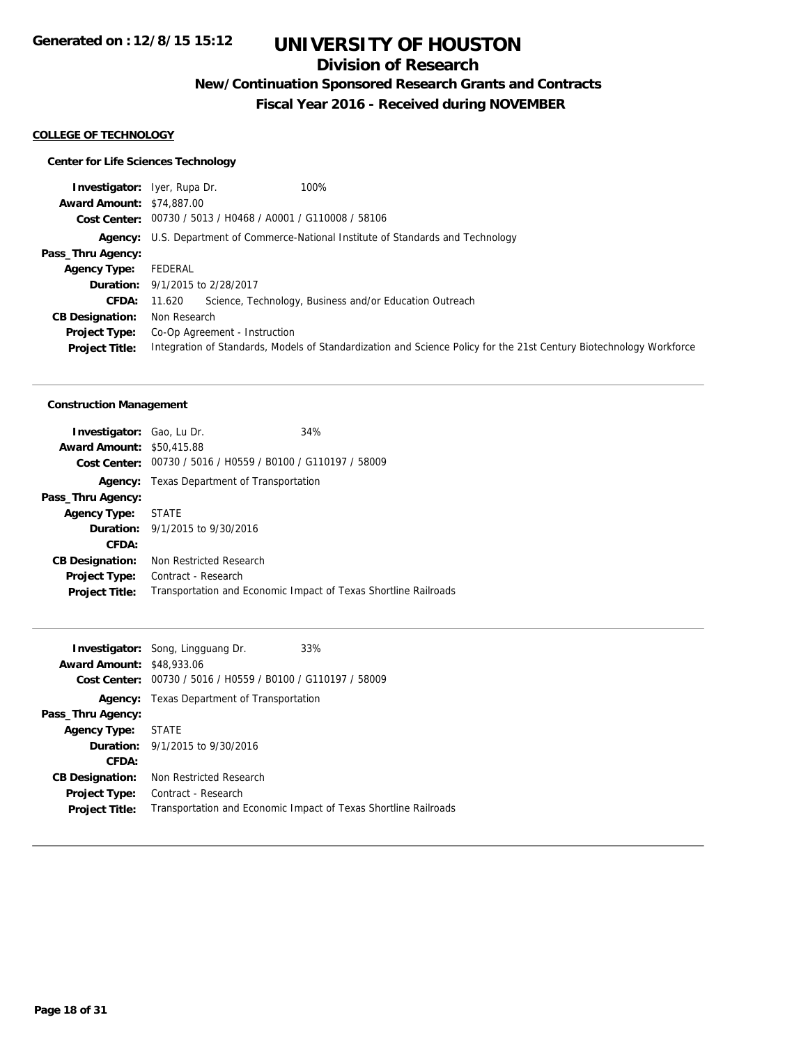# UNIVERSITY OF HOUSTON

## Division of Research

### New/Continuation Sponsored Research Grants and Contracts

### Fiscal Year 2016 - Received during NOVEMBER

Generated on : 12/8/15 15:12

**COLLEGE OF TECHNOLOGY**

**Center for Life Sciences Technology**

**Investigator:** Iyer, Rupa Dr. 100%
**Award Amount:** $74,887.00
**Cost Center:** 00730 / 5013 / H0468 / A0001 / G110008 / 58106
**Agency:** U.S. Department of Commerce-National Institute of Standards and Technology
**Pass_Thru Agency:**
**Agency Type:** FEDERAL
**Duration:** 9/1/2015 to 2/28/2017
**CFDA:** 11.620 Science, Technology, Business and/or Education Outreach
**CB Designation:** Non Research
**Project Type:** Co-Op Agreement - Instruction
**Project Title:** Integration of Standards, Models of Standardization and Science Policy for the 21st Century Biotechnology Workforce

---

**Construction Management**

**Investigator:** Gao, Lu Dr. 34%
**Award Amount:** $50,415.88
**Cost Center:** 00730 / 5016 / H0559 / B0100 / G110197 / 58009
**Agency:** Texas Department of Transportation
**Pass_Thru Agency:**
**Agency Type:** STATE
**Duration:** 9/1/2015 to 9/30/2016
**CFDA:**
**CB Designation:** Non Restricted Research
**Project Type:** Contract - Research
**Project Title:** Transportation and Economic Impact of Texas Shortline Railroads

---

**Investigator:** Song, Lingguang Dr. 33%
**Award Amount:** $48,933.06
**Cost Center:** 00730 / 5016 / H0559 / B0100 / G110197 / 58009
**Agency:** Texas Department of Transportation
**Pass_Thru Agency:**
**Agency Type:** STATE
**Duration:** 9/1/2015 to 9/30/2016
**CFDA:**
**CB Designation:** Non Restricted Research
**Project Type:** Contract - Research
**Project Title:** Transportation and Economic Impact of Texas Shortline Railroads

---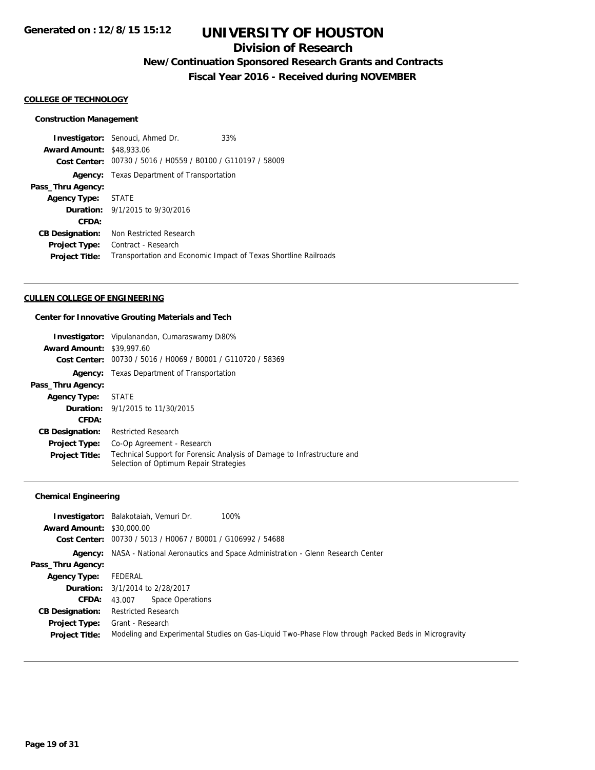# UNIVERSITY OF HOUSTON

## Division of Research

### New/Continuation Sponsored Research Grants and Contracts

### Fiscal Year 2016 - Received during NOVEMBER

Generated on : 12/8/15 15:12

**COLLEGE OF TECHNOLOGY**

**Construction Management**

| | |
|---|---|
| **Investigator:** | Senouci, Ahmed Dr. 33% |
| **Award Amount:** | $48,933.06 |
| **Cost Center:** | 00730 / 5016 / H0559 / B0100 / G110197 / 58009 |
| **Agency:** | Texas Department of Transportation |
| **Pass_Thru Agency:** | |
| **Agency Type:** | STATE |
| **Duration:** | 9/1/2015 to 9/30/2016 |
| **CFDA:** | |
| **CB Designation:** | Non Restricted Research |
| **Project Type:** | Contract - Research |
| **Project Title:** | Transportation and Economic Impact of Texas Shortline Railroads |

**CULLEN COLLEGE OF ENGINEERING**

**Center for Innovative Grouting Materials and Tech**

| | |
|---|---|
| **Investigator:** | Vipulanandan, Cumaraswamy Dr 80% |
| **Award Amount:** | $39,997.60 |
| **Cost Center:** | 00730 / 5016 / H0069 / B0001 / G110720 / 58369 |
| **Agency:** | Texas Department of Transportation |
| **Pass_Thru Agency:** | |
| **Agency Type:** | STATE |
| **Duration:** | 9/1/2015 to 11/30/2015 |
| **CFDA:** | |
| **CB Designation:** | Restricted Research |
| **Project Type:** | Co-Op Agreement - Research |
| **Project Title:** | Technical Support for Forensic Analysis of Damage to Infrastructure and Selection of Optimum Repair Strategies |

**Chemical Engineering**

| | |
|---|---|
| **Investigator:** | Balakotaiah, Vemuri Dr. 100% |
| **Award Amount:** | $30,000.00 |
| **Cost Center:** | 00730 / 5013 / H0067 / B0001 / G106992 / 54688 |
| **Agency:** | NASA - National Aeronautics and Space Administration - Glenn Research Center |
| **Pass_Thru Agency:** | |
| **Agency Type:** | FEDERAL |
| **Duration:** | 3/1/2014 to 2/28/2017 |
| **CFDA:** | 43.007 Space Operations |
| **CB Designation:** | Restricted Research |
| **Project Type:** | Grant - Research |
| **Project Title:** | Modeling and Experimental Studies on Gas-Liquid Two-Phase Flow through Packed Beds in Microgravity |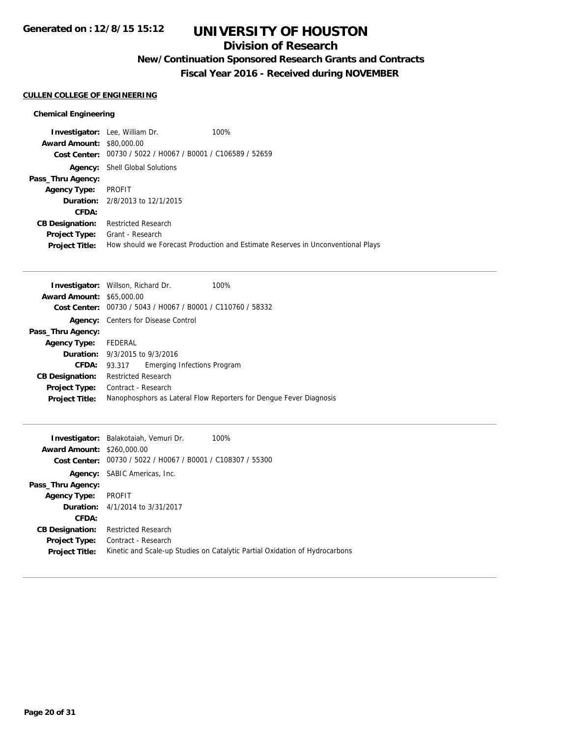# UNIVERSITY OF HOUSTON

## Division of Research

### New/Continuation Sponsored Research Grants and Contracts

### Fiscal Year 2016 - Received during NOVEMBER

**CULLEN COLLEGE OF ENGINEERING**

**Chemical Engineering**

**Investigator:** Lee, William Dr. 100%
**Award Amount:** $80,000.00
**Cost Center:** 00730 / 5022 / H0067 / B0001 / C106589 / 52659
**Agency:** Shell Global Solutions
**Pass_Thru Agency:**
**Agency Type:** PROFIT
**Duration:** 2/8/2013 to 12/1/2015
**CFDA:**
**CB Designation:** Restricted Research
**Project Type:** Grant - Research
**Project Title:** How should we Forecast Production and Estimate Reserves in Unconventional Plays

---

**Investigator:** Willson, Richard Dr. 100%
**Award Amount:** $65,000.00
**Cost Center:** 00730 / 5043 / H0067 / B0001 / C110760 / 58332
**Agency:** Centers for Disease Control
**Pass_Thru Agency:**
**Agency Type:** FEDERAL
**Duration:** 9/3/2015 to 9/3/2016
**CFDA:** 93.317 Emerging Infections Program
**CB Designation:** Restricted Research
**Project Type:** Contract - Research
**Project Title:** Nanophosphors as Lateral Flow Reporters for Dengue Fever Diagnosis

---

**Investigator:** Balakotaiah, Vemuri Dr. 100%
**Award Amount:** $260,000.00
**Cost Center:** 00730 / 5022 / H0067 / B0001 / C108307 / 55300
**Agency:** SABIC Americas, Inc.
**Pass_Thru Agency:**
**Agency Type:** PROFIT
**Duration:** 4/1/2014 to 3/31/2017
**CFDA:**
**CB Designation:** Restricted Research
**Project Type:** Contract - Research
**Project Title:** Kinetic and Scale-up Studies on Catalytic Partial Oxidation of Hydrocarbons

---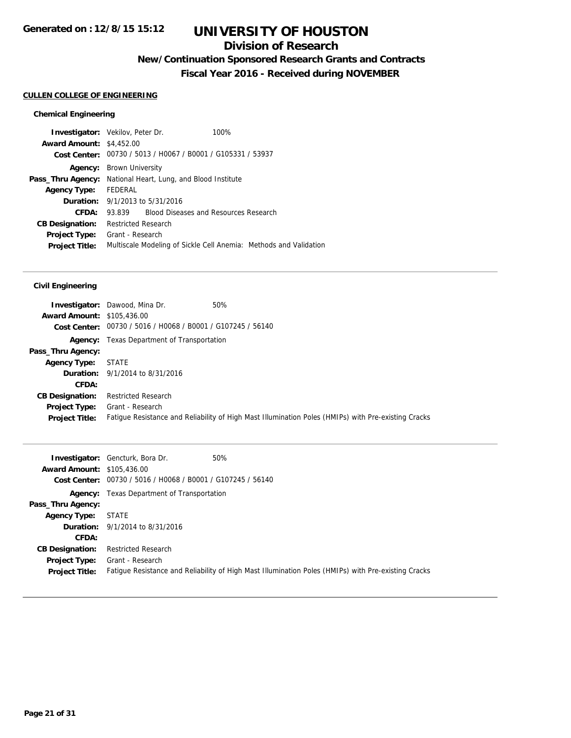## CULLEN COLLEGE OF ENGINEERING

### Chemical Engineering

**Investigator:** Vekilov, Peter Dr. 100%
**Award Amount:** $4,452.00
**Cost Center:** 00730 / 5013 / H0067 / B0001 / G105331 / 53937
**Agency:** Brown University
**Pass_Thru Agency:** National Heart, Lung, and Blood Institute
**Agency Type:** FEDERAL
**Duration:** 9/1/2013 to 5/31/2016
**CFDA:** 93.839 Blood Diseases and Resources Research
**CB Designation:** Restricted Research
**Project Type:** Grant - Research
**Project Title:** Multiscale Modeling of Sickle Cell Anemia: Methods and Validation

---

### Civil Engineering

**Investigator:** Dawood, Mina Dr. 50%
**Award Amount:** $105,436.00
**Cost Center:** 00730 / 5016 / H0068 / B0001 / G107245 / 56140
**Agency:** Texas Department of Transportation
**Pass_Thru Agency:**
**Agency Type:** STATE
**Duration:** 9/1/2014 to 8/31/2016
**CFDA:**
**CB Designation:** Restricted Research
**Project Type:** Grant - Research
**Project Title:** Fatigue Resistance and Reliability of High Mast Illumination Poles (HMIPs) with Pre-existing Cracks

---

**Investigator:** Gencturk, Bora Dr. 50%
**Award Amount:** $105,436.00
**Cost Center:** 00730 / 5016 / H0068 / B0001 / G107245 / 56140
**Agency:** Texas Department of Transportation
**Pass_Thru Agency:**
**Agency Type:** STATE
**Duration:** 9/1/2014 to 8/31/2016
**CFDA:**
**CB Designation:** Restricted Research
**Project Type:** Grant - Research
**Project Title:** Fatigue Resistance and Reliability of High Mast Illumination Poles (HMIPs) with Pre-existing Cracks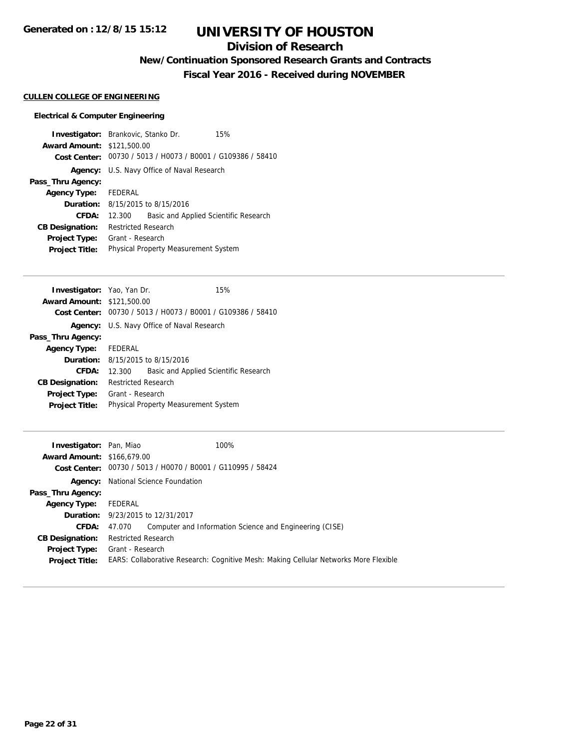# UNIVERSITY OF HOUSTON

## Division of Research

### New/Continuation Sponsored Research Grants and Contracts

### Fiscal Year 2016 - Received during NOVEMBER

**CULLEN COLLEGE OF ENGINEERING**

**Electrical & Computer Engineering**

**Investigator:** Brankovic, Stanko Dr. 15%
**Award Amount:** $121,500.00
**Cost Center:** 00730 / 5013 / H0073 / B0001 / G109386 / 58410
**Agency:** U.S. Navy Office of Naval Research
**Pass_Thru Agency:**
**Agency Type:** FEDERAL
**Duration:** 8/15/2015 to 8/15/2016
**CFDA:** 12.300 Basic and Applied Scientific Research
**CB Designation:** Restricted Research
**Project Type:** Grant - Research
**Project Title:** Physical Property Measurement System

---

**Investigator:** Yao, Yan Dr. 15%
**Award Amount:** $121,500.00
**Cost Center:** 00730 / 5013 / H0073 / B0001 / G109386 / 58410
**Agency:** U.S. Navy Office of Naval Research
**Pass_Thru Agency:**
**Agency Type:** FEDERAL
**Duration:** 8/15/2015 to 8/15/2016
**CFDA:** 12.300 Basic and Applied Scientific Research
**CB Designation:** Restricted Research
**Project Type:** Grant - Research
**Project Title:** Physical Property Measurement System

---

**Investigator:** Pan, Miao 100%
**Award Amount:** $166,679.00
**Cost Center:** 00730 / 5013 / H0070 / B0001 / G110995 / 58424
**Agency:** National Science Foundation
**Pass_Thru Agency:**
**Agency Type:** FEDERAL
**Duration:** 9/23/2015 to 12/31/2017
**CFDA:** 47.070 Computer and Information Science and Engineering (CISE)
**CB Designation:** Restricted Research
**Project Type:** Grant - Research
**Project Title:** EARS: Collaborative Research: Cognitive Mesh: Making Cellular Networks More Flexible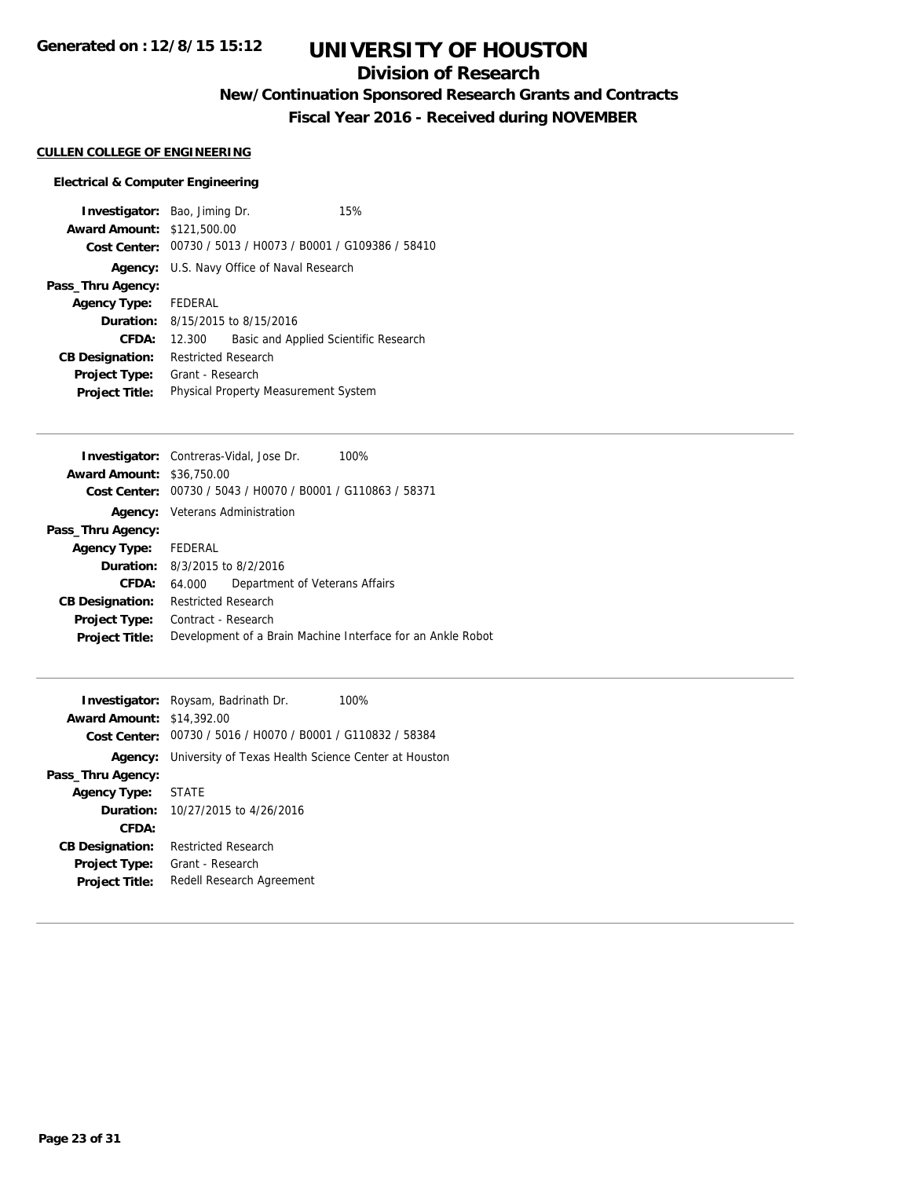# UNIVERSITY OF HOUSTON

## Division of Research

### New/Continuation Sponsored Research Grants and Contracts

### Fiscal Year 2016 - Received during NOVEMBER

**CULLEN COLLEGE OF ENGINEERING**

**Electrical & Computer Engineering**

**Investigator:** Bao, Jiming Dr. 15%
**Award Amount:** $121,500.00
**Cost Center:** 00730 / 5013 / H0073 / B0001 / G109386 / 58410
**Agency:** U.S. Navy Office of Naval Research
**Pass_Thru Agency:**
**Agency Type:** FEDERAL
**Duration:** 8/15/2015 to 8/15/2016
**CFDA:** 12.300 Basic and Applied Scientific Research
**CB Designation:** Restricted Research
**Project Type:** Grant - Research
**Project Title:** Physical Property Measurement System

---

**Investigator:** Contreras-Vidal, Jose Dr. 100%
**Award Amount:** $36,750.00
**Cost Center:** 00730 / 5043 / H0070 / B0001 / G110863 / 58371
**Agency:** Veterans Administration
**Pass_Thru Agency:**
**Agency Type:** FEDERAL
**Duration:** 8/3/2015 to 8/2/2016
**CFDA:** 64.000 Department of Veterans Affairs
**CB Designation:** Restricted Research
**Project Type:** Contract - Research
**Project Title:** Development of a Brain Machine Interface for an Ankle Robot

---

**Investigator:** Roysam, Badrinath Dr. 100%
**Award Amount:** $14,392.00
**Cost Center:** 00730 / 5016 / H0070 / B0001 / G110832 / 58384
**Agency:** University of Texas Health Science Center at Houston
**Pass_Thru Agency:**
**Agency Type:** STATE
**Duration:** 10/27/2015 to 4/26/2016
**CFDA:**
**CB Designation:** Restricted Research
**Project Type:** Grant - Research
**Project Title:** Redell Research Agreement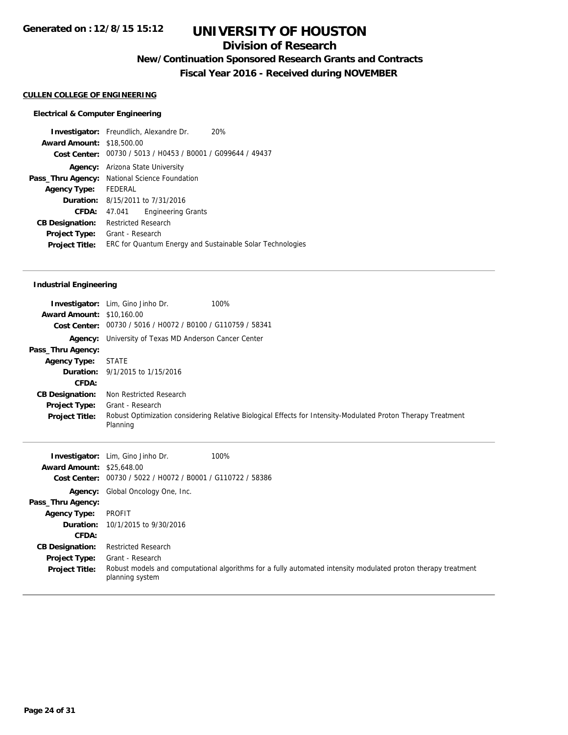# UNIVERSITY OF HOUSTON

## Division of Research

### New/Continuation Sponsored Research Grants and Contracts

### Fiscal Year 2016 - Received during NOVEMBER

Generated on : 12/8/15 15:12

**CULLEN COLLEGE OF ENGINEERING**

#### Electrical & Computer Engineering

**Investigator:** Freundlich, Alexandre Dr. 20%
**Award Amount:** $18,500.00
**Cost Center:** 00730 / 5013 / H0453 / B0001 / G099644 / 49437
**Agency:** Arizona State University
**Pass_Thru Agency:** National Science Foundation
**Agency Type:** FEDERAL
**Duration:** 8/15/2011 to 7/31/2016
**CFDA:** 47.041 Engineering Grants
**CB Designation:** Restricted Research
**Project Type:** Grant - Research
**Project Title:** ERC for Quantum Energy and Sustainable Solar Technologies

---

#### Industrial Engineering

**Investigator:** Lim, Gino Jinho Dr. 100%
**Award Amount:** $10,160.00
**Cost Center:** 00730 / 5016 / H0072 / B0100 / G110759 / 58341
**Agency:** University of Texas MD Anderson Cancer Center
**Pass_Thru Agency:**
**Agency Type:** STATE
**Duration:** 9/1/2015 to 1/15/2016
**CFDA:**
**CB Designation:** Non Restricted Research
**Project Type:** Grant - Research
**Project Title:** Robust Optimization considering Relative Biological Effects for Intensity-Modulated Proton Therapy Treatment Planning

---

**Investigator:** Lim, Gino Jinho Dr. 100%
**Award Amount:** $25,648.00
**Cost Center:** 00730 / 5022 / H0072 / B0001 / G110722 / 58386
**Agency:** Global Oncology One, Inc.
**Pass_Thru Agency:**
**Agency Type:** PROFIT
**Duration:** 10/1/2015 to 9/30/2016
**CFDA:**
**CB Designation:** Restricted Research
**Project Type:** Grant - Research
**Project Title:** Robust models and computational algorithms for a fully automated intensity modulated proton therapy treatment planning system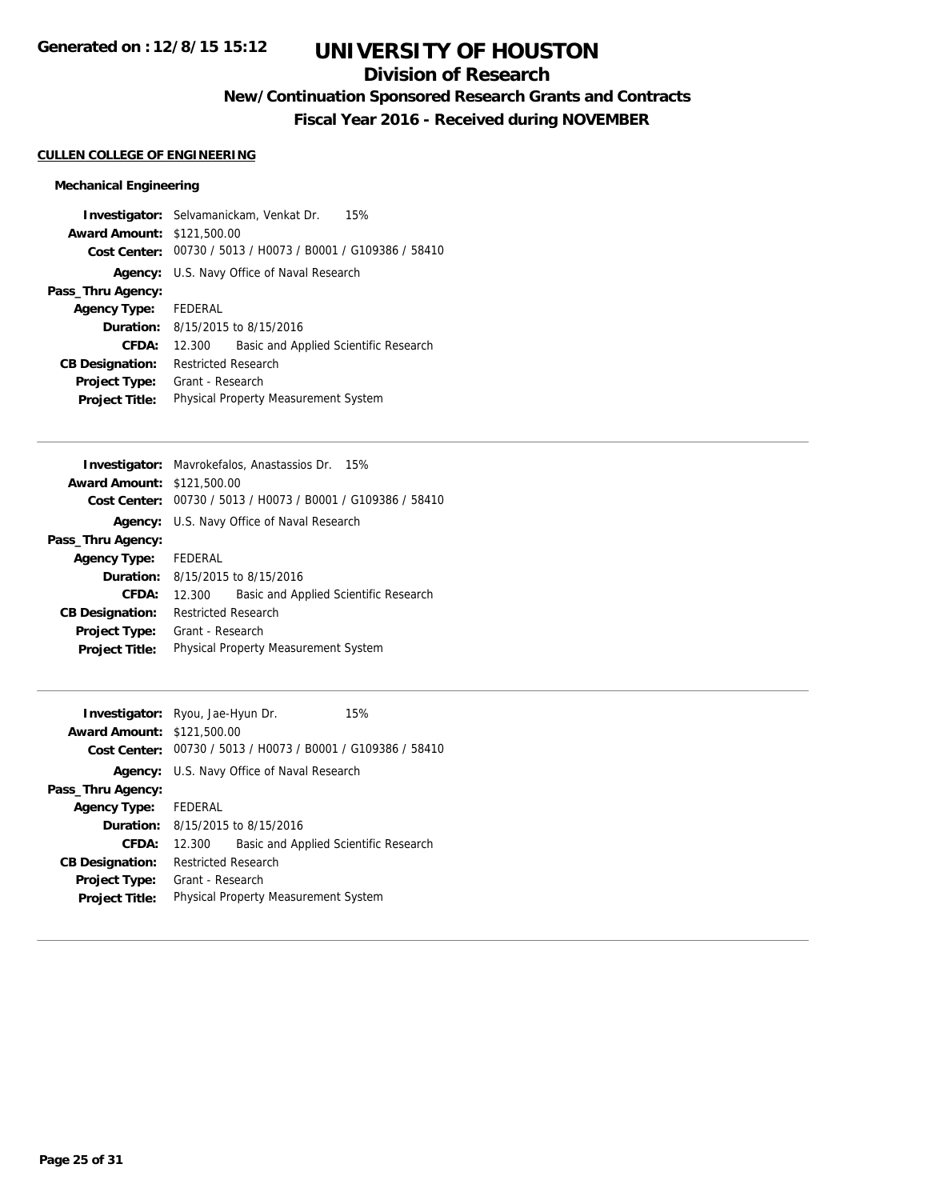# UNIVERSITY OF HOUSTON

## Division of Research

### New/Continuation Sponsored Research Grants and Contracts

### Fiscal Year 2016 - Received during NOVEMBER

**CULLEN COLLEGE OF ENGINEERING**

#### Mechanical Engineering

**Investigator:** Selvamanickam, Venkat Dr. 15%
**Award Amount:** $121,500.00
**Cost Center:** 00730 / 5013 / H0073 / B0001 / G109386 / 58410
**Agency:** U.S. Navy Office of Naval Research
**Pass_Thru Agency:**
**Agency Type:** FEDERAL
**Duration:** 8/15/2015 to 8/15/2016
**CFDA:** 12.300 Basic and Applied Scientific Research
**CB Designation:** Restricted Research
**Project Type:** Grant - Research
**Project Title:** Physical Property Measurement System

---

**Investigator:** Mavrokefalos, Anastassios Dr. 15%
**Award Amount:** $121,500.00
**Cost Center:** 00730 / 5013 / H0073 / B0001 / G109386 / 58410
**Agency:** U.S. Navy Office of Naval Research
**Pass_Thru Agency:**
**Agency Type:** FEDERAL
**Duration:** 8/15/2015 to 8/15/2016
**CFDA:** 12.300 Basic and Applied Scientific Research
**CB Designation:** Restricted Research
**Project Type:** Grant - Research
**Project Title:** Physical Property Measurement System

---

**Investigator:** Ryou, Jae-Hyun Dr. 15%
**Award Amount:** $121,500.00
**Cost Center:** 00730 / 5013 / H0073 / B0001 / G109386 / 58410
**Agency:** U.S. Navy Office of Naval Research
**Pass_Thru Agency:**
**Agency Type:** FEDERAL
**Duration:** 8/15/2015 to 8/15/2016
**CFDA:** 12.300 Basic and Applied Scientific Research
**CB Designation:** Restricted Research
**Project Type:** Grant - Research
**Project Title:** Physical Property Measurement System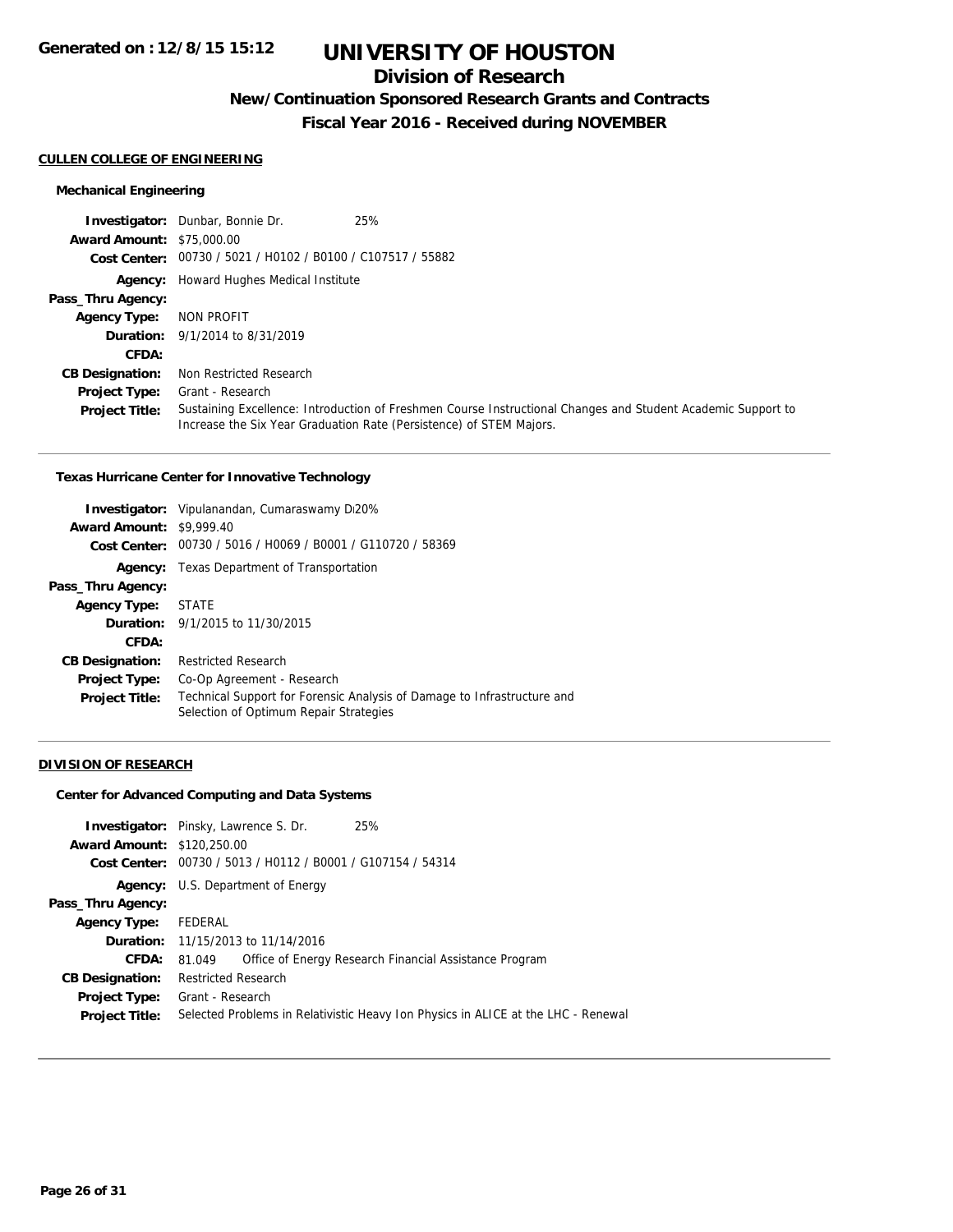#### CULLEN COLLEGE OF ENGINEERING

##### Mechanical Engineering

**Investigator:** Dunbar, Bonnie Dr. 25%
**Award Amount:** $75,000.00
**Cost Center:** 00730 / 5021 / H0102 / B0100 / C107517 / 55882
**Agency:** Howard Hughes Medical Institute
**Pass_Thru Agency:**
**Agency Type:** NON PROFIT
**Duration:** 9/1/2014 to 8/31/2019
**CFDA:**
**CB Designation:** Non Restricted Research
**Project Type:** Grant - Research
**Project Title:** Sustaining Excellence: Introduction of Freshmen Course Instructional Changes and Student Academic Support to Increase the Six Year Graduation Rate (Persistence) of STEM Majors.

---

##### Texas Hurricane Center for Innovative Technology

**Investigator:** Vipulanandan, Cumaraswamy Di20%
**Award Amount:** $9,999.40
**Cost Center:** 00730 / 5016 / H0069 / B0001 / G110720 / 58369
**Agency:** Texas Department of Transportation
**Pass_Thru Agency:**
**Agency Type:** STATE
**Duration:** 9/1/2015 to 11/30/2015
**CFDA:**
**CB Designation:** Restricted Research
**Project Type:** Co-Op Agreement - Research
**Project Title:** Technical Support for Forensic Analysis of Damage to Infrastructure and Selection of Optimum Repair Strategies

---

#### DIVISION OF RESEARCH

##### Center for Advanced Computing and Data Systems

**Investigator:** Pinsky, Lawrence S. Dr. 25%
**Award Amount:** $120,250.00
**Cost Center:** 00730 / 5013 / H0112 / B0001 / G107154 / 54314
**Agency:** U.S. Department of Energy
**Pass_Thru Agency:**
**Agency Type:** FEDERAL
**Duration:** 11/15/2013 to 11/14/2016
**CFDA:** 81.049 Office of Energy Research Financial Assistance Program
**CB Designation:** Restricted Research
**Project Type:** Grant - Research
**Project Title:** Selected Problems in Relativistic Heavy Ion Physics in ALICE at the LHC - Renewal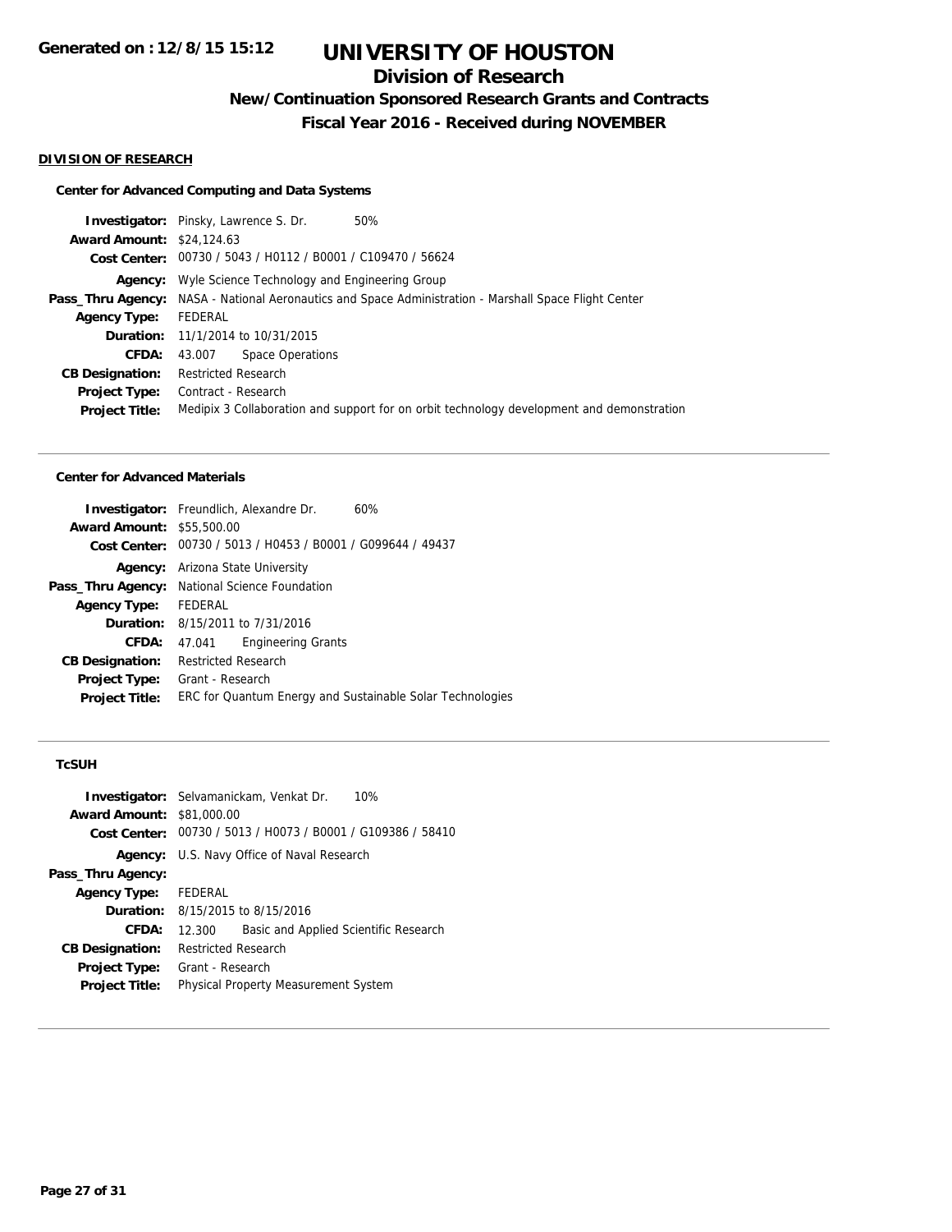**Generated on : 12/8/15 15:12**

# UNIVERSITY OF HOUSTON

## Division of Research

### New/Continuation Sponsored Research Grants and Contracts

### Fiscal Year 2016 - Received during NOVEMBER

**DIVISION OF RESEARCH**

#### Center for Advanced Computing and Data Systems

**Investigator:** Pinsky, Lawrence S. Dr. 50%
**Award Amount:** $24,124.63
**Cost Center:** 00730 / 5043 / H0112 / B0001 / C109470 / 56624
**Agency:** Wyle Science Technology and Engineering Group
**Pass_Thru Agency:** NASA - National Aeronautics and Space Administration - Marshall Space Flight Center
**Agency Type:** FEDERAL
**Duration:** 11/1/2014 to 10/31/2015
**CFDA:** 43.007 Space Operations
**CB Designation:** Restricted Research
**Project Type:** Contract - Research
**Project Title:** Medipix 3 Collaboration and support for on orbit technology development and demonstration

---

#### Center for Advanced Materials

**Investigator:** Freundlich, Alexandre Dr. 60%
**Award Amount:** $55,500.00
**Cost Center:** 00730 / 5013 / H0453 / B0001 / G099644 / 49437
**Agency:** Arizona State University
**Pass_Thru Agency:** National Science Foundation
**Agency Type:** FEDERAL
**Duration:** 8/15/2011 to 7/31/2016
**CFDA:** 47.041 Engineering Grants
**CB Designation:** Restricted Research
**Project Type:** Grant - Research
**Project Title:** ERC for Quantum Energy and Sustainable Solar Technologies

---

#### TcSUH

**Investigator:** Selvamanickam, Venkat Dr. 10%
**Award Amount:** $81,000.00
**Cost Center:** 00730 / 5013 / H0073 / B0001 / G109386 / 58410
**Agency:** U.S. Navy Office of Naval Research
**Pass_Thru Agency:**
**Agency Type:** FEDERAL
**Duration:** 8/15/2015 to 8/15/2016
**CFDA:** 12.300 Basic and Applied Scientific Research
**CB Designation:** Restricted Research
**Project Type:** Grant - Research
**Project Title:** Physical Property Measurement System

---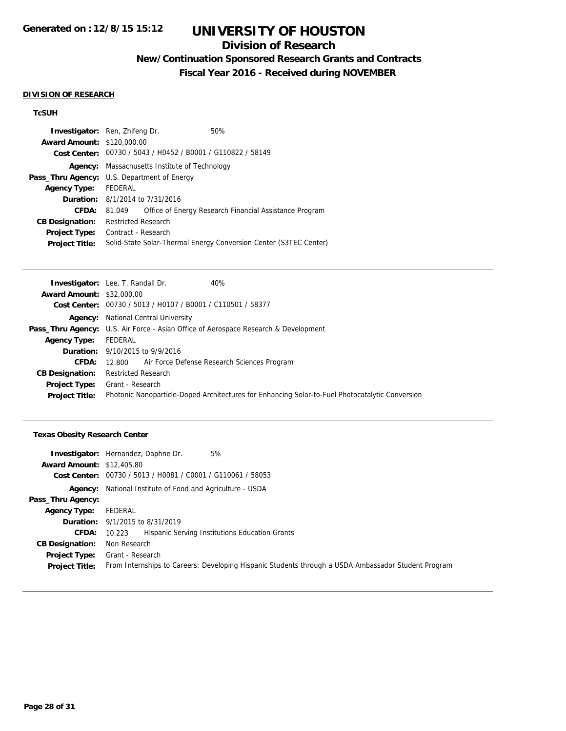## DIVISION OF RESEARCH

### TcSUH

**Investigator:** Ren, Zhifeng Dr. 50%
**Award Amount:** $120,000.00
**Cost Center:** 00730 / 5043 / H0452 / B0001 / G110822 / 58149
**Agency:** Massachusetts Institute of Technology
**Pass_Thru Agency:** U.S. Department of Energy
**Agency Type:** FEDERAL
**Duration:** 8/1/2014 to 7/31/2016
**CFDA:** 81.049 Office of Energy Research Financial Assistance Program
**CB Designation:** Restricted Research
**Project Type:** Contract - Research
**Project Title:** Solid-State Solar-Thermal Energy Conversion Center (S3TEC Center)

---

**Investigator:** Lee, T. Randall Dr. 40%
**Award Amount:** $32,000.00
**Cost Center:** 00730 / 5013 / H0107 / B0001 / C110501 / 58377
**Agency:** National Central University
**Pass_Thru Agency:** U.S. Air Force - Asian Office of Aerospace Research & Development
**Agency Type:** FEDERAL
**Duration:** 9/10/2015 to 9/9/2016
**CFDA:** 12.800 Air Force Defense Research Sciences Program
**CB Designation:** Restricted Research
**Project Type:** Grant - Research
**Project Title:** Photonic Nanoparticle-Doped Architectures for Enhancing Solar-to-Fuel Photocatalytic Conversion

---

### Texas Obesity Research Center

**Investigator:** Hernandez, Daphne Dr. 5%
**Award Amount:** $12,405.80
**Cost Center:** 00730 / 5013 / H0081 / C0001 / G110061 / 58053
**Agency:** National Institute of Food and Agriculture - USDA
**Pass_Thru Agency:**
**Agency Type:** FEDERAL
**Duration:** 9/1/2015 to 8/31/2019
**CFDA:** 10.223 Hispanic Serving Institutions Education Grants
**CB Designation:** Non Research
**Project Type:** Grant - Research
**Project Title:** From Internships to Careers: Developing Hispanic Students through a USDA Ambassador Student Program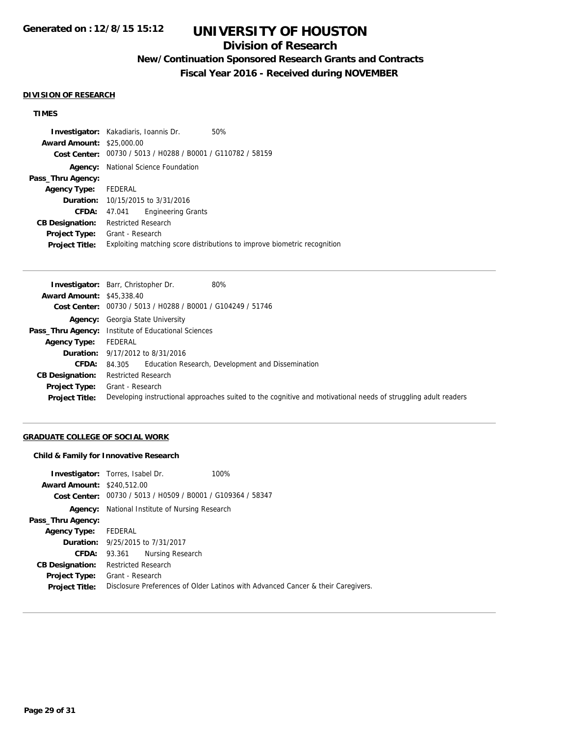# UNIVERSITY OF HOUSTON

## Division of Research

### New/Continuation Sponsored Research Grants and Contracts

### Fiscal Year 2016 - Received during NOVEMBER

Generated on : 12/8/15 15:12

**DIVISION OF RESEARCH**

**TIMES**

| | |
|---|---|
| **Investigator:** | Kakadiaris, Ioannis Dr. 50% |
| **Award Amount:** | $25,000.00 |
| **Cost Center:** | 00730 / 5013 / H0288 / B0001 / G110782 / 58159 |
| **Agency:** | National Science Foundation |
| **Pass_Thru Agency:** | |
| **Agency Type:** | FEDERAL |
| **Duration:** | 10/15/2015 to 3/31/2016 |
| **CFDA:** | 47.041 Engineering Grants |
| **CB Designation:** | Restricted Research |
| **Project Type:** | Grant - Research |
| **Project Title:** | Exploiting matching score distributions to improve biometric recognition |

| | |
|---|---|
| **Investigator:** | Barr, Christopher Dr. 80% |
| **Award Amount:** | $45,338.40 |
| **Cost Center:** | 00730 / 5013 / H0288 / B0001 / G104249 / 51746 |
| **Agency:** | Georgia State University |
| **Pass_Thru Agency:** | Institute of Educational Sciences |
| **Agency Type:** | FEDERAL |
| **Duration:** | 9/17/2012 to 8/31/2016 |
| **CFDA:** | 84.305 Education Research, Development and Dissemination |
| **CB Designation:** | Restricted Research |
| **Project Type:** | Grant - Research |
| **Project Title:** | Developing instructional approaches suited to the cognitive and motivational needs of struggling adult readers |

**GRADUATE COLLEGE OF SOCIAL WORK**

**Child & Family for Innovative Research**

| | |
|---|---|
| **Investigator:** | Torres, Isabel Dr. 100% |
| **Award Amount:** | $240,512.00 |
| **Cost Center:** | 00730 / 5013 / H0509 / B0001 / G109364 / 58347 |
| **Agency:** | National Institute of Nursing Research |
| **Pass_Thru Agency:** | |
| **Agency Type:** | FEDERAL |
| **Duration:** | 9/25/2015 to 7/31/2017 |
| **CFDA:** | 93.361 Nursing Research |
| **CB Designation:** | Restricted Research |
| **Project Type:** | Grant - Research |
| **Project Title:** | Disclosure Preferences of Older Latinos with Advanced Cancer & their Caregivers. |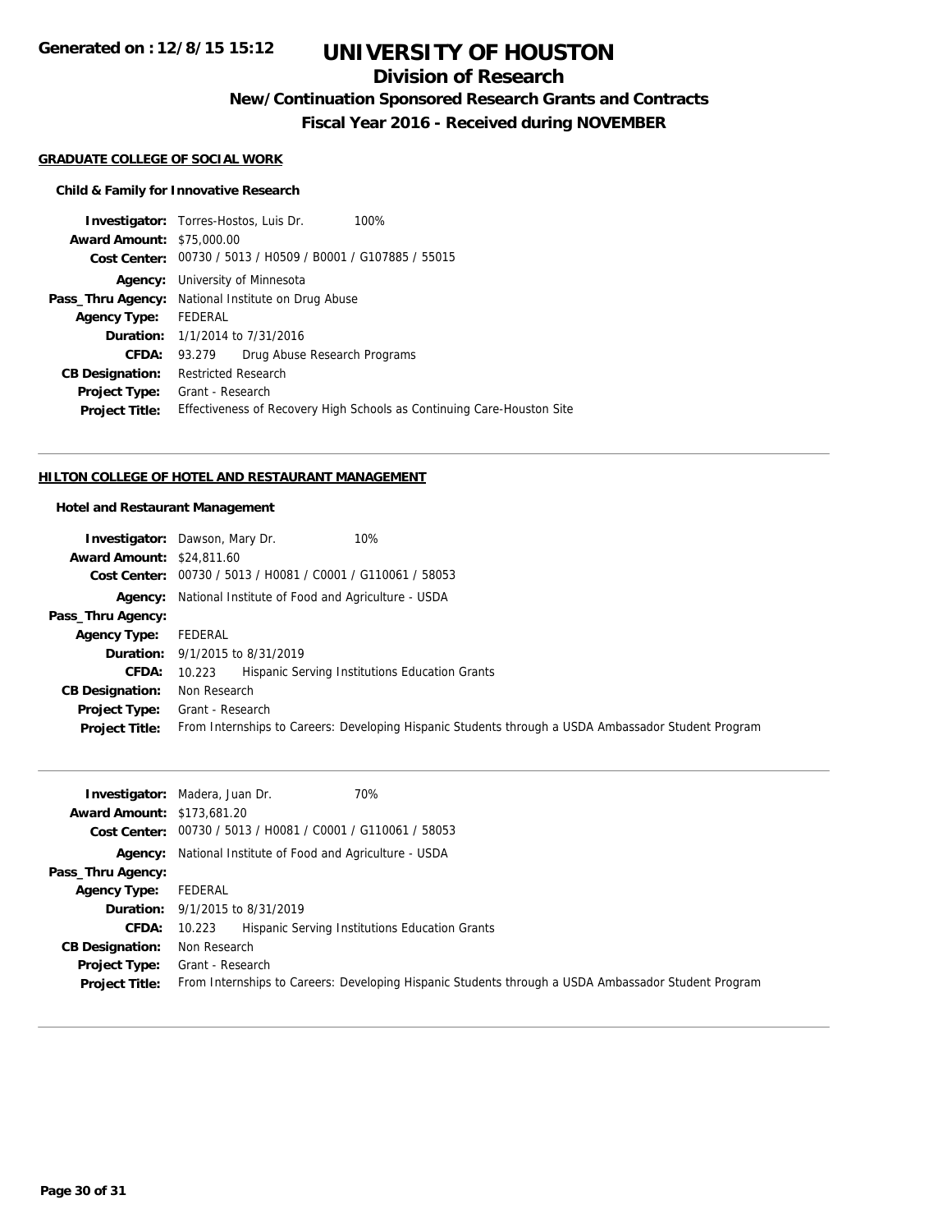## GRADUATE COLLEGE OF SOCIAL WORK

### Child & Family for Innovative Research

**Investigator:** Torres-Hostos, Luis Dr. 100%
**Award Amount:** $75,000.00
**Cost Center:** 00730 / 5013 / H0509 / B0001 / G107885 / 55015
**Agency:** University of Minnesota
**Pass_Thru Agency:** National Institute on Drug Abuse
**Agency Type:** FEDERAL
**Duration:** 1/1/2014 to 7/31/2016
**CFDA:** 93.279 Drug Abuse Research Programs
**CB Designation:** Restricted Research
**Project Type:** Grant - Research
**Project Title:** Effectiveness of Recovery High Schools as Continuing Care-Houston Site

---

## HILTON COLLEGE OF HOTEL AND RESTAURANT MANAGEMENT

### Hotel and Restaurant Management

**Investigator:** Dawson, Mary Dr. 10%
**Award Amount:** $24,811.60
**Cost Center:** 00730 / 5013 / H0081 / C0001 / G110061 / 58053
**Agency:** National Institute of Food and Agriculture - USDA
**Pass_Thru Agency:**
**Agency Type:** FEDERAL
**Duration:** 9/1/2015 to 8/31/2019
**CFDA:** 10.223 Hispanic Serving Institutions Education Grants
**CB Designation:** Non Research
**Project Type:** Grant - Research
**Project Title:** From Internships to Careers: Developing Hispanic Students through a USDA Ambassador Student Program

---

**Investigator:** Madera, Juan Dr. 70%
**Award Amount:** $173,681.20
**Cost Center:** 00730 / 5013 / H0081 / C0001 / G110061 / 58053
**Agency:** National Institute of Food and Agriculture - USDA
**Pass_Thru Agency:**
**Agency Type:** FEDERAL
**Duration:** 9/1/2015 to 8/31/2019
**CFDA:** 10.223 Hispanic Serving Institutions Education Grants
**CB Designation:** Non Research
**Project Type:** Grant - Research
**Project Title:** From Internships to Careers: Developing Hispanic Students through a USDA Ambassador Student Program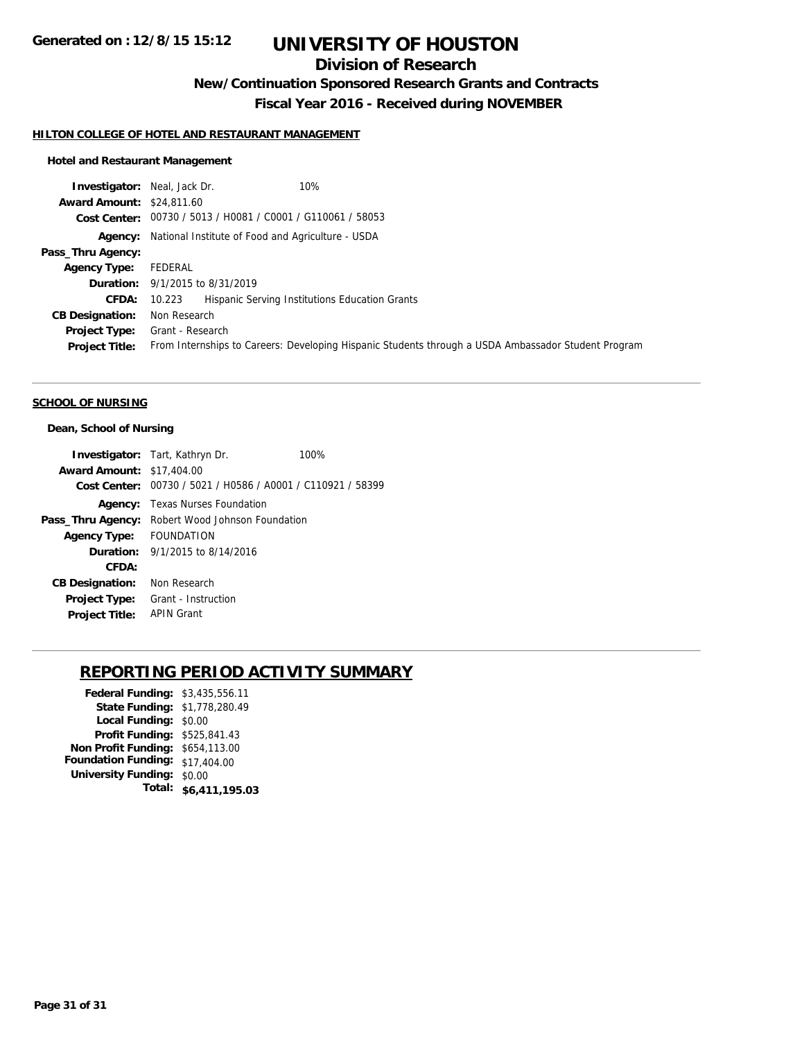**Generated on : 12/8/15 15:12**

# UNIVERSITY OF HOUSTON

## Division of Research

### New/Continuation Sponsored Research Grants and Contracts

### Fiscal Year 2016 - Received during NOVEMBER

**HILTON COLLEGE OF HOTEL AND RESTAURANT MANAGEMENT**

**Hotel and Restaurant Management**

| | |
|---|---|
| **Investigator:** | Neal, Jack Dr. 10% |
| **Award Amount:** | $24,811.60 |
| **Cost Center:** | 00730 / 5013 / H0081 / C0001 / G110061 / 58053 |
| **Agency:** | National Institute of Food and Agriculture - USDA |
| **Pass_Thru Agency:** | |
| **Agency Type:** | FEDERAL |
| **Duration:** | 9/1/2015 to 8/31/2019 |
| **CFDA:** | 10.223 Hispanic Serving Institutions Education Grants |
| **CB Designation:** | Non Research |
| **Project Type:** | Grant - Research |
| **Project Title:** | From Internships to Careers: Developing Hispanic Students through a USDA Ambassador Student Program |

**SCHOOL OF NURSING**

**Dean, School of Nursing**

| | |
|---|---|
| **Investigator:** | Tart, Kathryn Dr. 100% |
| **Award Amount:** | $17,404.00 |
| **Cost Center:** | 00730 / 5021 / H0586 / A0001 / C110921 / 58399 |
| **Agency:** | Texas Nurses Foundation |
| **Pass_Thru Agency:** | Robert Wood Johnson Foundation |
| **Agency Type:** | FOUNDATION |
| **Duration:** | 9/1/2015 to 8/14/2016 |
| **CFDA:** | |
| **CB Designation:** | Non Research |
| **Project Type:** | Grant - Instruction |
| **Project Title:** | APIN Grant |

## REPORTING PERIOD ACTIVITY SUMMARY

| | |
|---|---|
| **Federal Funding:** | $3,435,556.11 |
| **State Funding:** | $1,778,280.49 |
| **Local Funding:** | $0.00 |
| **Profit Funding:** | $525,841.43 |
| **Non Profit Funding:** | $654,113.00 |
| **Foundation Funding:** | $17,404.00 |
| **University Funding:** | $0.00 |
| **Total:** | **$6,411,195.03** |